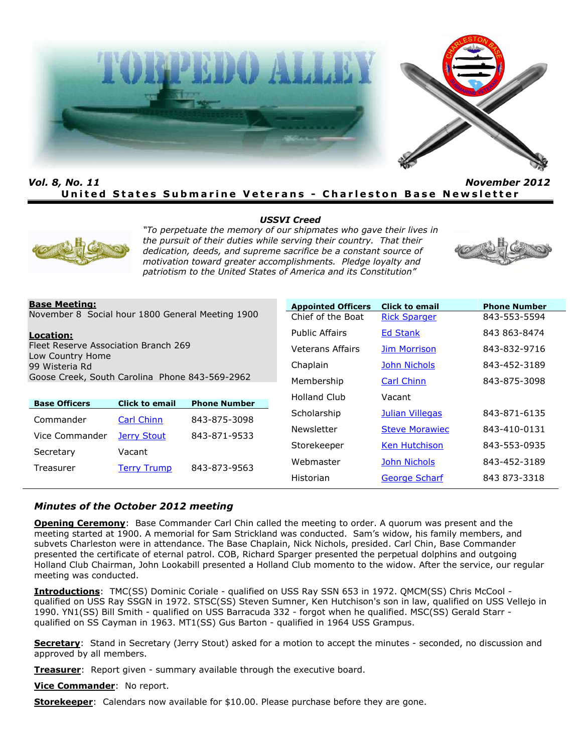# TORPEDO ALLEY

*Vol. 8, No. 11* *November 2012*

**United States Submarine Veterans - Charleston Base Newsletter**

***USSVI Creed***

*"To perpetuate the memory of our shipmates who gave their lives in the pursuit of their duties while serving their country. That their dedication, deeds, and supreme sacrifice be a constant source of motivation toward greater accomplishments. Pledge loyalty and patriotism to the United States of America and its Constitution"*

**Base Meeting:**
November 8 Social hour 1800 General Meeting 1900

**Location:**
Fleet Reserve Association Branch 269
Low Country Home
99 Wisteria Rd
Goose Creek, South Carolina Phone 843-569-2962

| Base Officers | Click to email | Phone Number |
|---|---|---|
| Commander | Carl Chinn | 843-875-3098 |
| Vice Commander | Jerry Stout | 843-871-9533 |
| Secretary | Vacant | |
| Treasurer | Terry Trump | 843-873-9563 |

| Appointed Officers | Click to email | Phone Number |
|---|---|---|
| Chief of the Boat | Rick Sparger | 843-553-5594 |
| Public Affairs | Ed Stank | 843 863-8474 |
| Veterans Affairs | Jim Morrison | 843-832-9716 |
| Chaplain | John Nichols | 843-452-3189 |
| Membership | Carl Chinn | 843-875-3098 |
| Holland Club | Vacant | |
| Scholarship | Julian Villegas | 843-871-6135 |
| Newsletter | Steve Morawiec | 843-410-0131 |
| Storekeeper | Ken Hutchison | 843-553-0935 |
| Webmaster | John Nichols | 843-452-3189 |
| Historian | George Scharf | 843 873-3318 |

## *Minutes of the October 2012 meeting*

**Opening Ceremony**: Base Commander Carl Chin called the meeting to order. A quorum was present and the meeting started at 1900. A memorial for Sam Strickland was conducted. Sam's widow, his family members, and subvets Charleston were in attendance. The Base Chaplain, Nick Nichols, presided. Carl Chin, Base Commander presented the certificate of eternal patrol. COB, Richard Sparger presented the perpetual dolphins and outgoing Holland Club Chairman, John Lookabill presented a Holland Club momento to the widow. After the service, our regular meeting was conducted.

**Introductions**: TMC(SS) Dominic Coriale - qualified on USS Ray SSN 653 in 1972. QMCM(SS) Chris McCool - qualified on USS Ray SSGN in 1972. STSC(SS) Steven Sumner, Ken Hutchison's son in law, qualified on USS Vellejo in 1990. YN1(SS) Bill Smith - qualified on USS Barracuda 332 - forgot when he qualified. MSC(SS) Gerald Starr - qualified on SS Cayman in 1963. MT1(SS) Gus Barton - qualified in 1964 USS Grampus.

**Secretary**: Stand in Secretary (Jerry Stout) asked for a motion to accept the minutes - seconded, no discussion and approved by all members.

**Treasurer**: Report given - summary available through the executive board.

**Vice Commander**: No report.

**Storekeeper**: Calendars now available for $10.00. Please purchase before they are gone.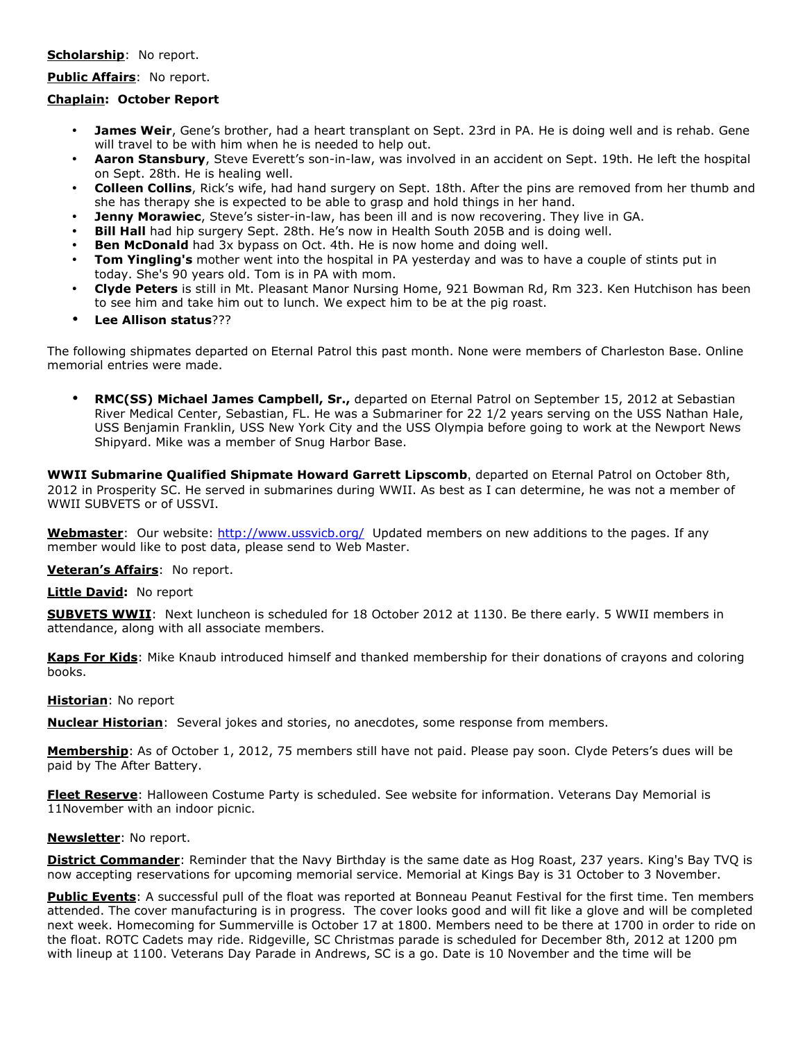**Scholarship**: No report.

**Public Affairs**: No report.

**Chaplain: October Report**

- **James Weir**, Gene's brother, had a heart transplant on Sept. 23rd in PA. He is doing well and is rehab. Gene will travel to be with him when he is needed to help out.
- **Aaron Stansbury**, Steve Everett's son-in-law, was involved in an accident on Sept. 19th. He left the hospital on Sept. 28th. He is healing well.
- **Colleen Collins**, Rick's wife, had hand surgery on Sept. 18th. After the pins are removed from her thumb and she has therapy she is expected to be able to grasp and hold things in her hand.
- **Jenny Morawiec**, Steve's sister-in-law, has been ill and is now recovering. They live in GA.
- **Bill Hall** had hip surgery Sept. 28th. He's now in Health South 205B and is doing well.
- **Ben McDonald** had 3x bypass on Oct. 4th. He is now home and doing well.
- **Tom Yingling's** mother went into the hospital in PA yesterday and was to have a couple of stints put in today. She's 90 years old. Tom is in PA with mom.
- **Clyde Peters** is still in Mt. Pleasant Manor Nursing Home, 921 Bowman Rd, Rm 323. Ken Hutchison has been to see him and take him out to lunch. We expect him to be at the pig roast.
- **Lee Allison status**???

The following shipmates departed on Eternal Patrol this past month. None were members of Charleston Base. Online memorial entries were made.

- **RMC(SS) Michael James Campbell, Sr.,** departed on Eternal Patrol on September 15, 2012 at Sebastian River Medical Center, Sebastian, FL. He was a Submariner for 22 1/2 years serving on the USS Nathan Hale, USS Benjamin Franklin, USS New York City and the USS Olympia before going to work at the Newport News Shipyard. Mike was a member of Snug Harbor Base.

**WWII Submarine Qualified Shipmate Howard Garrett Lipscomb**, departed on Eternal Patrol on October 8th, 2012 in Prosperity SC. He served in submarines during WWII. As best as I can determine, he was not a member of WWII SUBVETS or of USSVI.

**Webmaster**: Our website: http://www.ussvicb.org/ Updated members on new additions to the pages. If any member would like to post data, please send to Web Master.

**Veteran's Affairs**: No report.

**Little David:** No report

**SUBVETS WWII**: Next luncheon is scheduled for 18 October 2012 at 1130. Be there early. 5 WWII members in attendance, along with all associate members.

**Kaps For Kids**: Mike Knaub introduced himself and thanked membership for their donations of crayons and coloring books.

**Historian**: No report

**Nuclear Historian**: Several jokes and stories, no anecdotes, some response from members.

**Membership**: As of October 1, 2012, 75 members still have not paid. Please pay soon. Clyde Peters's dues will be paid by The After Battery.

**Fleet Reserve**: Halloween Costume Party is scheduled. See website for information. Veterans Day Memorial is 11November with an indoor picnic.

**Newsletter**: No report.

**District Commander**: Reminder that the Navy Birthday is the same date as Hog Roast, 237 years. King's Bay TVQ is now accepting reservations for upcoming memorial service. Memorial at Kings Bay is 31 October to 3 November.

**Public Events**: A successful pull of the float was reported at Bonneau Peanut Festival for the first time. Ten members attended. The cover manufacturing is in progress. The cover looks good and will fit like a glove and will be completed next week. Homecoming for Summerville is October 17 at 1800. Members need to be there at 1700 in order to ride on the float. ROTC Cadets may ride. Ridgeville, SC Christmas parade is scheduled for December 8th, 2012 at 1200 pm with lineup at 1100. Veterans Day Parade in Andrews, SC is a go. Date is 10 November and the time will be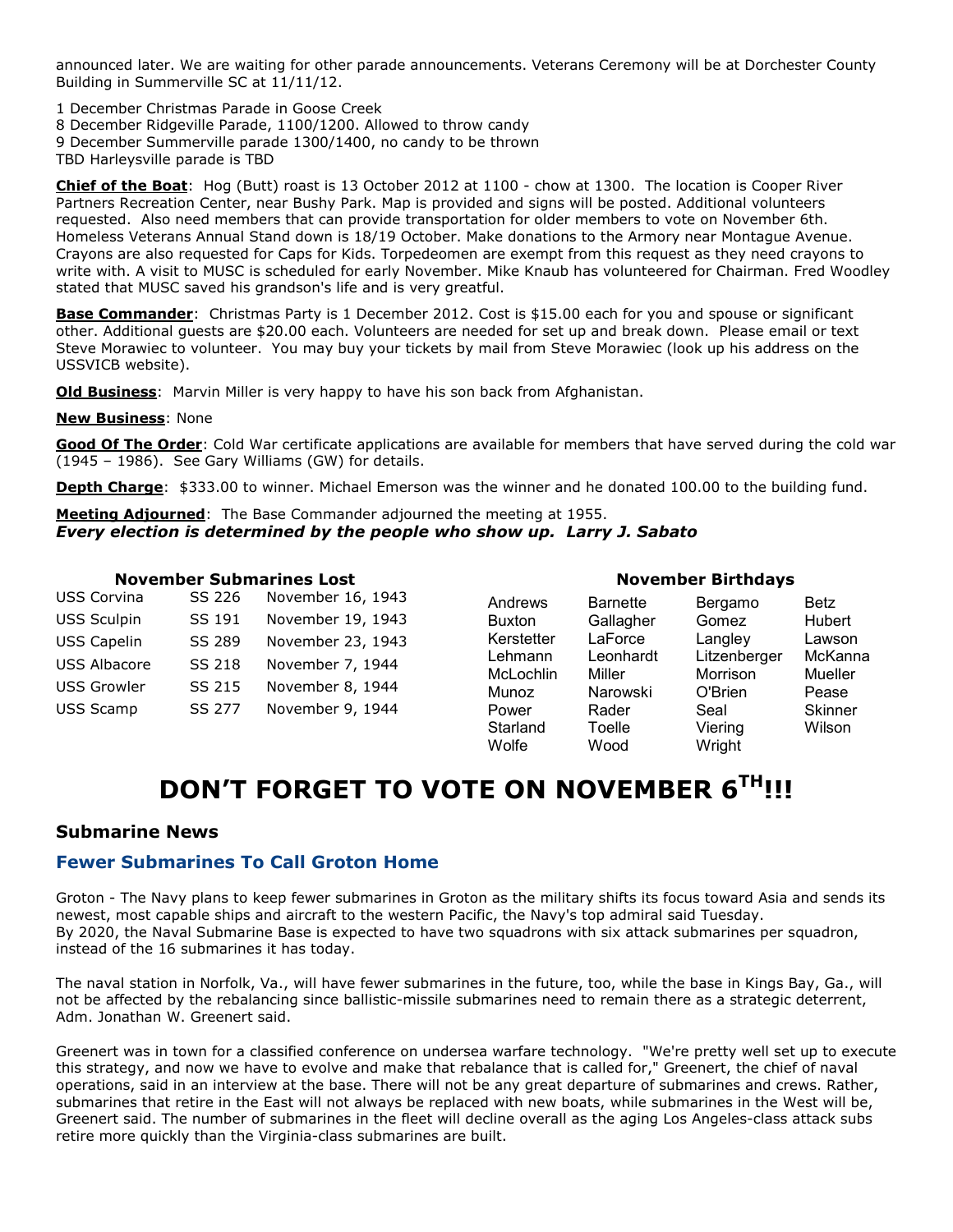announced later. We are waiting for other parade announcements. Veterans Ceremony will be at Dorchester County Building in Summerville SC at 11/11/12.

1 December Christmas Parade in Goose Creek
8 December Ridgeville Parade, 1100/1200. Allowed to throw candy
9 December Summerville parade 1300/1400, no candy to be thrown
TBD Harleysville parade is TBD

**Chief of the Boat**: Hog (Butt) roast is 13 October 2012 at 1100 - chow at 1300. The location is Cooper River Partners Recreation Center, near Bushy Park. Map is provided and signs will be posted. Additional volunteers requested. Also need members that can provide transportation for older members to vote on November 6th. Homeless Veterans Annual Stand down is 18/19 October. Make donations to the Armory near Montague Avenue. Crayons are also requested for Caps for Kids. Torpedeomen are exempt from this request as they need crayons to write with. A visit to MUSC is scheduled for early November. Mike Knaub has volunteered for Chairman. Fred Woodley stated that MUSC saved his grandson's life and is very greatful.

**Base Commander**: Christmas Party is 1 December 2012. Cost is $15.00 each for you and spouse or significant other. Additional guests are $20.00 each. Volunteers are needed for set up and break down. Please email or text Steve Morawiec to volunteer. You may buy your tickets by mail from Steve Morawiec (look up his address on the USSVICB website).

**Old Business**: Marvin Miller is very happy to have his son back from Afghanistan.

**New Business**: None

**Good Of The Order**: Cold War certificate applications are available for members that have served during the cold war (1945 – 1986). See Gary Williams (GW) for details.

**Depth Charge**: $333.00 to winner. Michael Emerson was the winner and he donated 100.00 to the building fund.

**Meeting Adjourned**: The Base Commander adjourned the meeting at 1955.
***Every election is determined by the people who show up. Larry J. Sabato***

**November Submarines Lost**

| | | |
|---|---|---|
| USS Corvina | SS 226 | November 16, 1943 |
| USS Sculpin | SS 191 | November 19, 1943 |
| USS Capelin | SS 289 | November 23, 1943 |
| USS Albacore | SS 218 | November 7, 1944 |
| USS Growler | SS 215 | November 8, 1944 |
| USS Scamp | SS 277 | November 9, 1944 |

**November Birthdays**

| | | | |
|---|---|---|---|
| Andrews | Barnette | Bergamo | Betz |
| Buxton | Gallagher | Gomez | Hubert |
| Kerstetter | LaForce | Langley | Lawson |
| Lehmann | Leonhardt | Litzenberger | McKanna |
| McLochlin | Miller | Morrison | Mueller |
| Munoz | Narowski | O'Brien | Pease |
| Power | Rader | Seal | Skinner |
| Starland | Toelle | Viering | Wilson |
| Wolfe | Wood | Wright | |

# DON'T FORGET TO VOTE ON NOVEMBER 6TH!!!

## Submarine News

### Fewer Submarines To Call Groton Home

Groton - The Navy plans to keep fewer submarines in Groton as the military shifts its focus toward Asia and sends its newest, most capable ships and aircraft to the western Pacific, the Navy's top admiral said Tuesday.
By 2020, the Naval Submarine Base is expected to have two squadrons with six attack submarines per squadron, instead of the 16 submarines it has today.

The naval station in Norfolk, Va., will have fewer submarines in the future, too, while the base in Kings Bay, Ga., will not be affected by the rebalancing since ballistic-missile submarines need to remain there as a strategic deterrent, Adm. Jonathan W. Greenert said.

Greenert was in town for a classified conference on undersea warfare technology. "We're pretty well set up to execute this strategy, and now we have to evolve and make that rebalance that is called for," Greenert, the chief of naval operations, said in an interview at the base. There will not be any great departure of submarines and crews. Rather, submarines that retire in the East will not always be replaced with new boats, while submarines in the West will be, Greenert said. The number of submarines in the fleet will decline overall as the aging Los Angeles-class attack subs retire more quickly than the Virginia-class submarines are built.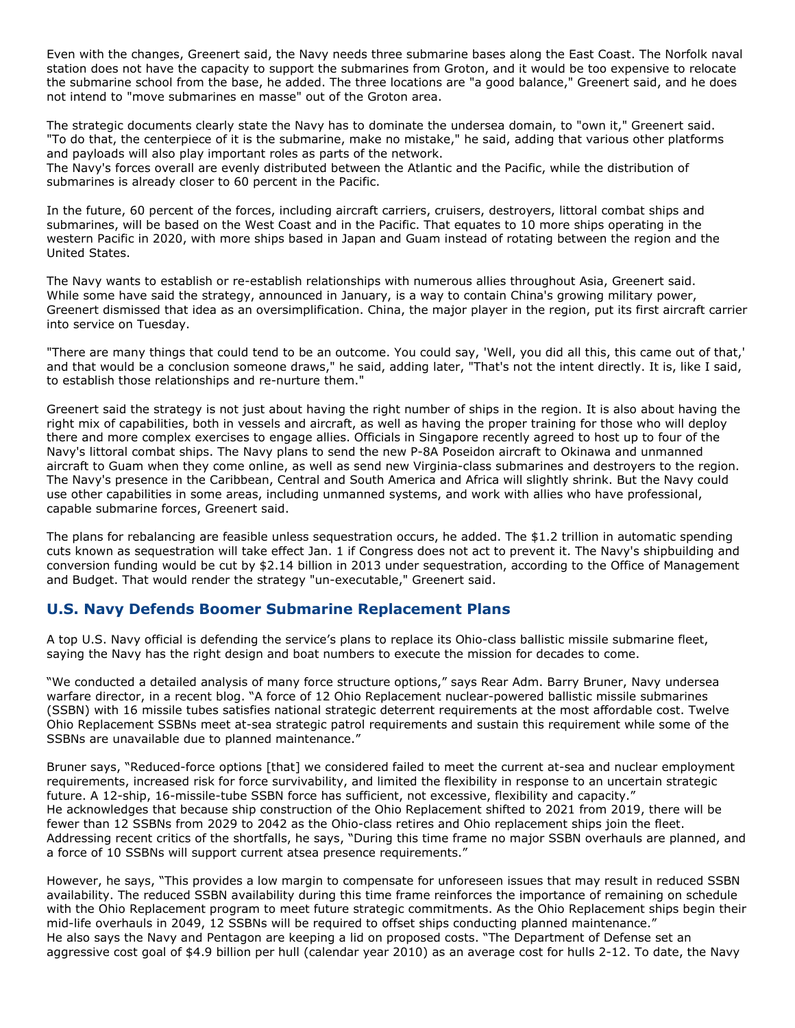Even with the changes, Greenert said, the Navy needs three submarine bases along the East Coast. The Norfolk naval station does not have the capacity to support the submarines from Groton, and it would be too expensive to relocate the submarine school from the base, he added. The three locations are "a good balance," Greenert said, and he does not intend to "move submarines en masse" out of the Groton area.

The strategic documents clearly state the Navy has to dominate the undersea domain, to "own it," Greenert said. "To do that, the centerpiece of it is the submarine, make no mistake," he said, adding that various other platforms and payloads will also play important roles as parts of the network.

The Navy's forces overall are evenly distributed between the Atlantic and the Pacific, while the distribution of submarines is already closer to 60 percent in the Pacific.

In the future, 60 percent of the forces, including aircraft carriers, cruisers, destroyers, littoral combat ships and submarines, will be based on the West Coast and in the Pacific. That equates to 10 more ships operating in the western Pacific in 2020, with more ships based in Japan and Guam instead of rotating between the region and the United States.

The Navy wants to establish or re-establish relationships with numerous allies throughout Asia, Greenert said. While some have said the strategy, announced in January, is a way to contain China's growing military power, Greenert dismissed that idea as an oversimplification. China, the major player in the region, put its first aircraft carrier into service on Tuesday.

"There are many things that could tend to be an outcome. You could say, 'Well, you did all this, this came out of that,' and that would be a conclusion someone draws," he said, adding later, "That's not the intent directly. It is, like I said, to establish those relationships and re-nurture them."

Greenert said the strategy is not just about having the right number of ships in the region. It is also about having the right mix of capabilities, both in vessels and aircraft, as well as having the proper training for those who will deploy there and more complex exercises to engage allies. Officials in Singapore recently agreed to host up to four of the Navy's littoral combat ships. The Navy plans to send the new P-8A Poseidon aircraft to Okinawa and unmanned aircraft to Guam when they come online, as well as send new Virginia-class submarines and destroyers to the region. The Navy's presence in the Caribbean, Central and South America and Africa will slightly shrink. But the Navy could use other capabilities in some areas, including unmanned systems, and work with allies who have professional, capable submarine forces, Greenert said.

The plans for rebalancing are feasible unless sequestration occurs, he added. The $1.2 trillion in automatic spending cuts known as sequestration will take effect Jan. 1 if Congress does not act to prevent it. The Navy's shipbuilding and conversion funding would be cut by $2.14 billion in 2013 under sequestration, according to the Office of Management and Budget. That would render the strategy "un-executable," Greenert said.

## U.S. Navy Defends Boomer Submarine Replacement Plans

A top U.S. Navy official is defending the service's plans to replace its Ohio-class ballistic missile submarine fleet, saying the Navy has the right design and boat numbers to execute the mission for decades to come.

"We conducted a detailed analysis of many force structure options," says Rear Adm. Barry Bruner, Navy undersea warfare director, in a recent blog. "A force of 12 Ohio Replacement nuclear-powered ballistic missile submarines (SSBN) with 16 missile tubes satisfies national strategic deterrent requirements at the most affordable cost. Twelve Ohio Replacement SSBNs meet at-sea strategic patrol requirements and sustain this requirement while some of the SSBNs are unavailable due to planned maintenance."

Bruner says, "Reduced-force options [that] we considered failed to meet the current at-sea and nuclear employment requirements, increased risk for force survivability, and limited the flexibility in response to an uncertain strategic future. A 12-ship, 16-missile-tube SSBN force has sufficient, not excessive, flexibility and capacity."

He acknowledges that because ship construction of the Ohio Replacement shifted to 2021 from 2019, there will be fewer than 12 SSBNs from 2029 to 2042 as the Ohio-class retires and Ohio replacement ships join the fleet. Addressing recent critics of the shortfalls, he says, "During this time frame no major SSBN overhauls are planned, and a force of 10 SSBNs will support current atsea presence requirements."

However, he says, "This provides a low margin to compensate for unforeseen issues that may result in reduced SSBN availability. The reduced SSBN availability during this time frame reinforces the importance of remaining on schedule with the Ohio Replacement program to meet future strategic commitments. As the Ohio Replacement ships begin their mid-life overhauls in 2049, 12 SSBNs will be required to offset ships conducting planned maintenance."

He also says the Navy and Pentagon are keeping a lid on proposed costs. "The Department of Defense set an aggressive cost goal of $4.9 billion per hull (calendar year 2010) as an average cost for hulls 2-12. To date, the Navy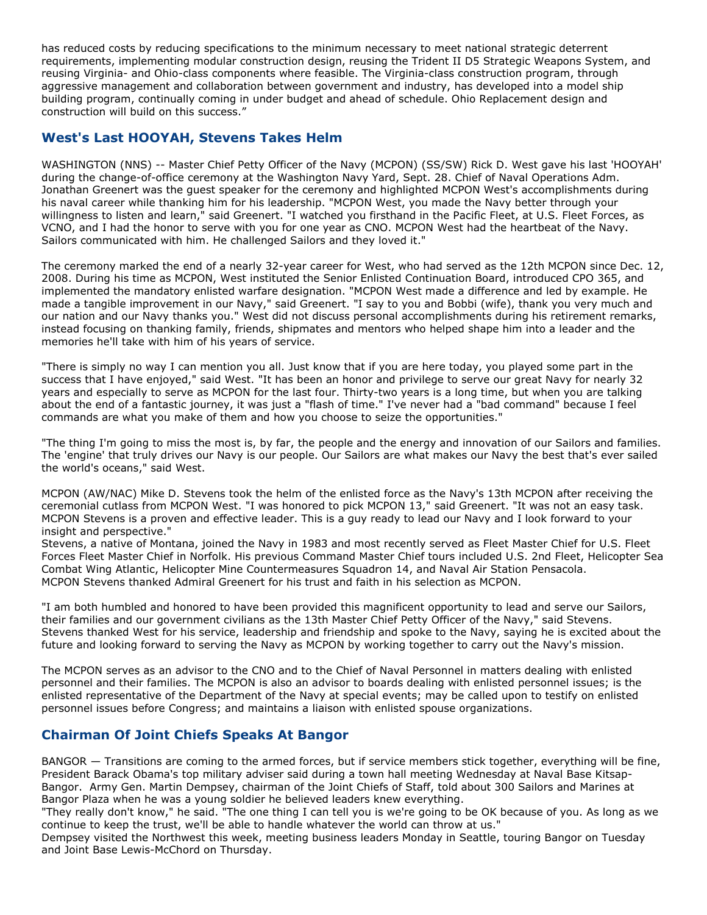has reduced costs by reducing specifications to the minimum necessary to meet national strategic deterrent requirements, implementing modular construction design, reusing the Trident II D5 Strategic Weapons System, and reusing Virginia- and Ohio-class components where feasible. The Virginia-class construction program, through aggressive management and collaboration between government and industry, has developed into a model ship building program, continually coming in under budget and ahead of schedule. Ohio Replacement design and construction will build on this success."

## West's Last HOOYAH, Stevens Takes Helm

WASHINGTON (NNS) -- Master Chief Petty Officer of the Navy (MCPON) (SS/SW) Rick D. West gave his last 'HOOYAH' during the change-of-office ceremony at the Washington Navy Yard, Sept. 28. Chief of Naval Operations Adm. Jonathan Greenert was the guest speaker for the ceremony and highlighted MCPON West's accomplishments during his naval career while thanking him for his leadership. "MCPON West, you made the Navy better through your willingness to listen and learn," said Greenert. "I watched you firsthand in the Pacific Fleet, at U.S. Fleet Forces, as VCNO, and I had the honor to serve with you for one year as CNO. MCPON West had the heartbeat of the Navy. Sailors communicated with him. He challenged Sailors and they loved it."

The ceremony marked the end of a nearly 32-year career for West, who had served as the 12th MCPON since Dec. 12, 2008. During his time as MCPON, West instituted the Senior Enlisted Continuation Board, introduced CPO 365, and implemented the mandatory enlisted warfare designation. "MCPON West made a difference and led by example. He made a tangible improvement in our Navy," said Greenert. "I say to you and Bobbi (wife), thank you very much and our nation and our Navy thanks you." West did not discuss personal accomplishments during his retirement remarks, instead focusing on thanking family, friends, shipmates and mentors who helped shape him into a leader and the memories he'll take with him of his years of service.

"There is simply no way I can mention you all. Just know that if you are here today, you played some part in the success that I have enjoyed," said West. "It has been an honor and privilege to serve our great Navy for nearly 32 years and especially to serve as MCPON for the last four. Thirty-two years is a long time, but when you are talking about the end of a fantastic journey, it was just a "flash of time." I've never had a "bad command" because I feel commands are what you make of them and how you choose to seize the opportunities."

"The thing I'm going to miss the most is, by far, the people and the energy and innovation of our Sailors and families. The 'engine' that truly drives our Navy is our people. Our Sailors are what makes our Navy the best that's ever sailed the world's oceans," said West.

MCPON (AW/NAC) Mike D. Stevens took the helm of the enlisted force as the Navy's 13th MCPON after receiving the ceremonial cutlass from MCPON West. "I was honored to pick MCPON 13," said Greenert. "It was not an easy task. MCPON Stevens is a proven and effective leader. This is a guy ready to lead our Navy and I look forward to your insight and perspective."
Stevens, a native of Montana, joined the Navy in 1983 and most recently served as Fleet Master Chief for U.S. Fleet Forces Fleet Master Chief in Norfolk. His previous Command Master Chief tours included U.S. 2nd Fleet, Helicopter Sea Combat Wing Atlantic, Helicopter Mine Countermeasures Squadron 14, and Naval Air Station Pensacola.
MCPON Stevens thanked Admiral Greenert for his trust and faith in his selection as MCPON.

"I am both humbled and honored to have been provided this magnificent opportunity to lead and serve our Sailors, their families and our government civilians as the 13th Master Chief Petty Officer of the Navy," said Stevens. Stevens thanked West for his service, leadership and friendship and spoke to the Navy, saying he is excited about the future and looking forward to serving the Navy as MCPON by working together to carry out the Navy's mission.

The MCPON serves as an advisor to the CNO and to the Chief of Naval Personnel in matters dealing with enlisted personnel and their families. The MCPON is also an advisor to boards dealing with enlisted personnel issues; is the enlisted representative of the Department of the Navy at special events; may be called upon to testify on enlisted personnel issues before Congress; and maintains a liaison with enlisted spouse organizations.

## Chairman Of Joint Chiefs Speaks At Bangor

BANGOR — Transitions are coming to the armed forces, but if service members stick together, everything will be fine, President Barack Obama's top military adviser said during a town hall meeting Wednesday at Naval Base Kitsap-Bangor. Army Gen. Martin Dempsey, chairman of the Joint Chiefs of Staff, told about 300 Sailors and Marines at Bangor Plaza when he was a young soldier he believed leaders knew everything.
"They really don't know," he said. "The one thing I can tell you is we're going to be OK because of you. As long as we continue to keep the trust, we'll be able to handle whatever the world can throw at us."
Dempsey visited the Northwest this week, meeting business leaders Monday in Seattle, touring Bangor on Tuesday and Joint Base Lewis-McChord on Thursday.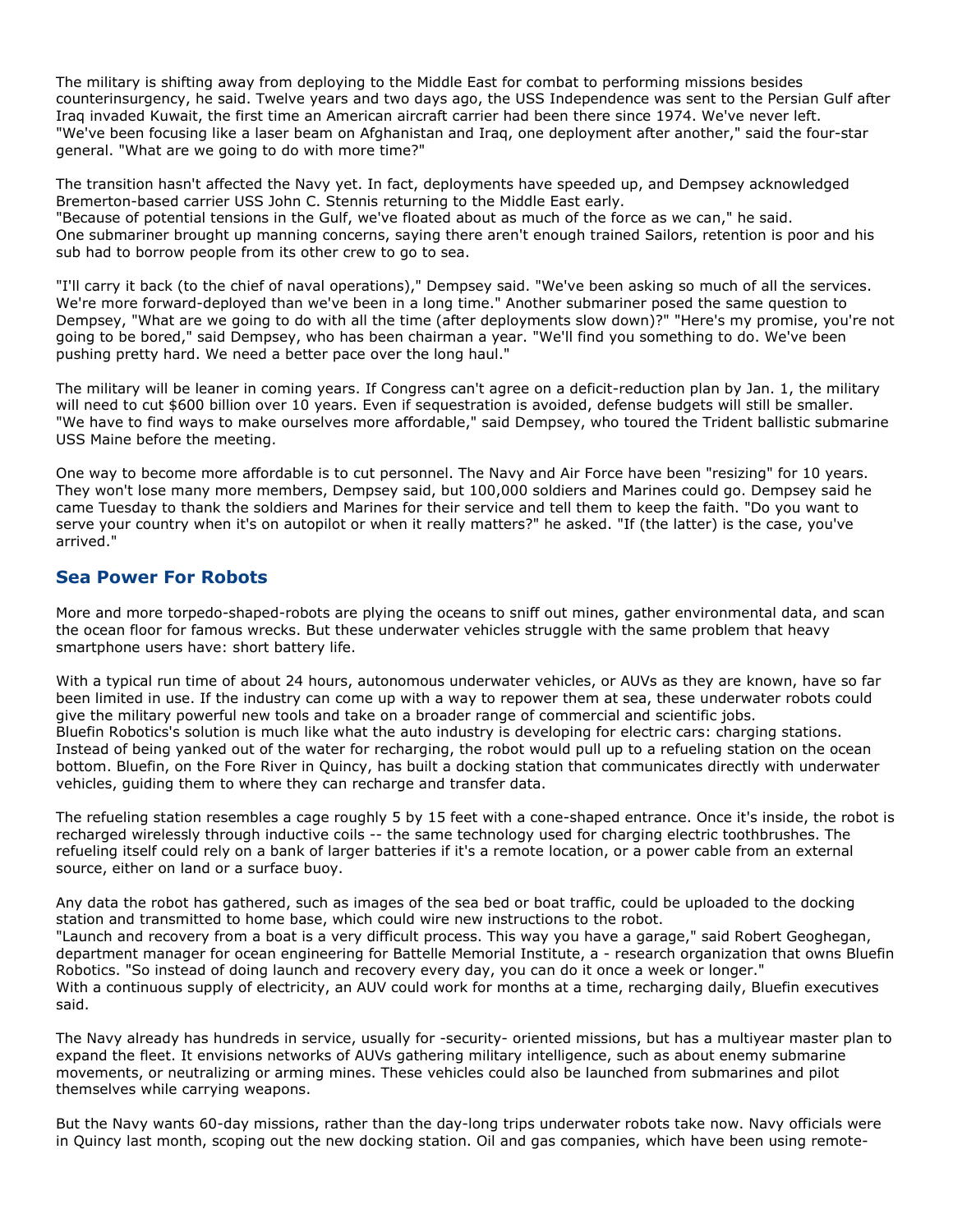The military is shifting away from deploying to the Middle East for combat to performing missions besides counterinsurgency, he said. Twelve years and two days ago, the USS Independence was sent to the Persian Gulf after Iraq invaded Kuwait, the first time an American aircraft carrier had been there since 1974. We've never left. "We've been focusing like a laser beam on Afghanistan and Iraq, one deployment after another," said the four-star general. "What are we going to do with more time?"

The transition hasn't affected the Navy yet. In fact, deployments have speeded up, and Dempsey acknowledged Bremerton-based carrier USS John C. Stennis returning to the Middle East early.
"Because of potential tensions in the Gulf, we've floated about as much of the force as we can," he said.
One submariner brought up manning concerns, saying there aren't enough trained Sailors, retention is poor and his sub had to borrow people from its other crew to go to sea.

"I'll carry it back (to the chief of naval operations)," Dempsey said. "We've been asking so much of all the services. We're more forward-deployed than we've been in a long time." Another submariner posed the same question to Dempsey, "What are we going to do with all the time (after deployments slow down)?" "Here's my promise, you're not going to be bored," said Dempsey, who has been chairman a year. "We'll find you something to do. We've been pushing pretty hard. We need a better pace over the long haul."

The military will be leaner in coming years. If Congress can't agree on a deficit-reduction plan by Jan. 1, the military will need to cut $600 billion over 10 years. Even if sequestration is avoided, defense budgets will still be smaller. "We have to find ways to make ourselves more affordable," said Dempsey, who toured the Trident ballistic submarine USS Maine before the meeting.

One way to become more affordable is to cut personnel. The Navy and Air Force have been "resizing" for 10 years. They won't lose many more members, Dempsey said, but 100,000 soldiers and Marines could go. Dempsey said he came Tuesday to thank the soldiers and Marines for their service and tell them to keep the faith. "Do you want to serve your country when it's on autopilot or when it really matters?" he asked. "If (the latter) is the case, you've arrived."

## Sea Power For Robots

More and more torpedo-shaped-robots are plying the oceans to sniff out mines, gather environmental data, and scan the ocean floor for famous wrecks. But these underwater vehicles struggle with the same problem that heavy smartphone users have: short battery life.

With a typical run time of about 24 hours, autonomous underwater vehicles, or AUVs as they are known, have so far been limited in use. If the industry can come up with a way to repower them at sea, these underwater robots could give the military powerful new tools and take on a broader range of commercial and scientific jobs.
Bluefin Robotics's solution is much like what the auto industry is developing for electric cars: charging stations. Instead of being yanked out of the water for recharging, the robot would pull up to a refueling station on the ocean bottom. Bluefin, on the Fore River in Quincy, has built a docking station that communicates directly with underwater vehicles, guiding them to where they can recharge and transfer data.

The refueling station resembles a cage roughly 5 by 15 feet with a cone-shaped entrance. Once it's inside, the robot is recharged wirelessly through inductive coils -- the same technology used for charging electric toothbrushes. The refueling itself could rely on a bank of larger batteries if it's a remote location, or a power cable from an external source, either on land or a surface buoy.

Any data the robot has gathered, such as images of the sea bed or boat traffic, could be uploaded to the docking station and transmitted to home base, which could wire new instructions to the robot.
"Launch and recovery from a boat is a very difficult process. This way you have a garage," said Robert Geoghegan, department manager for ocean engineering for Battelle Memorial Institute, a - research organization that owns Bluefin Robotics. "So instead of doing launch and recovery every day, you can do it once a week or longer."
With a continuous supply of electricity, an AUV could work for months at a time, recharging daily, Bluefin executives said.

The Navy already has hundreds in service, usually for -security- oriented missions, but has a multiyear master plan to expand the fleet. It envisions networks of AUVs gathering military intelligence, such as about enemy submarine movements, or neutralizing or arming mines. These vehicles could also be launched from submarines and pilot themselves while carrying weapons.

But the Navy wants 60-day missions, rather than the day-long trips underwater robots take now. Navy officials were in Quincy last month, scoping out the new docking station. Oil and gas companies, which have been using remote-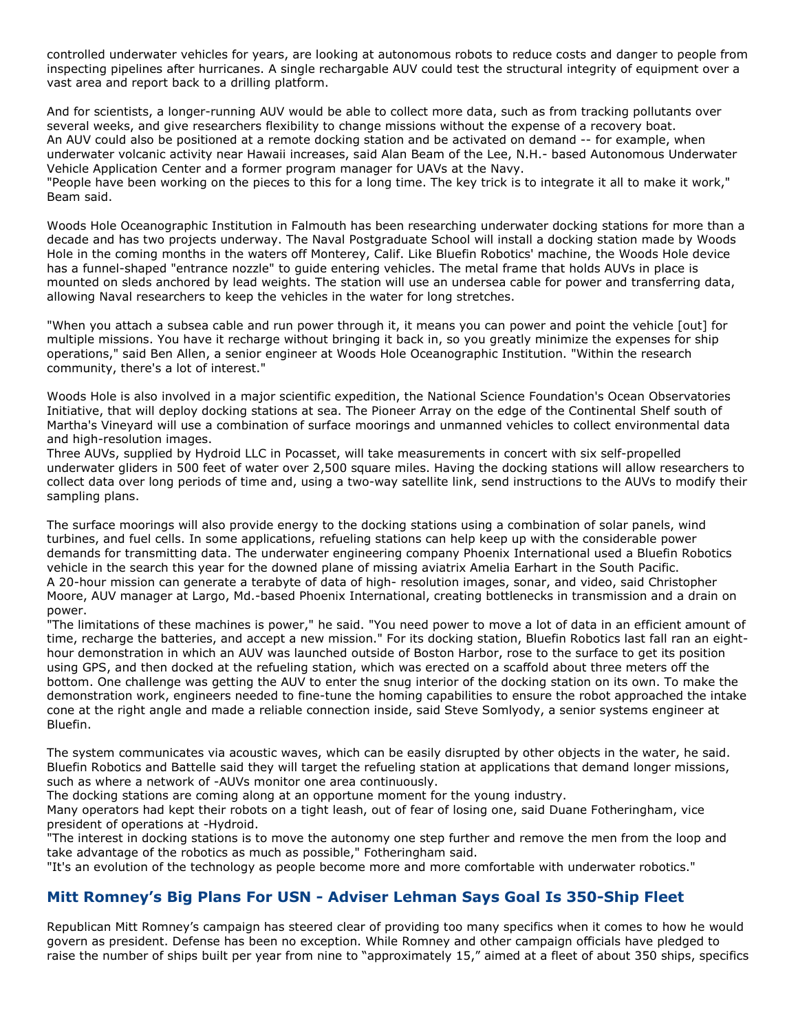controlled underwater vehicles for years, are looking at autonomous robots to reduce costs and danger to people from inspecting pipelines after hurricanes. A single rechargable AUV could test the structural integrity of equipment over a vast area and report back to a drilling platform.

And for scientists, a longer-running AUV would be able to collect more data, such as from tracking pollutants over several weeks, and give researchers flexibility to change missions without the expense of a recovery boat. An AUV could also be positioned at a remote docking station and be activated on demand -- for example, when underwater volcanic activity near Hawaii increases, said Alan Beam of the Lee, N.H.- based Autonomous Underwater Vehicle Application Center and a former program manager for UAVs at the Navy.
"People have been working on the pieces to this for a long time. The key trick is to integrate it all to make it work," Beam said.

Woods Hole Oceanographic Institution in Falmouth has been researching underwater docking stations for more than a decade and has two projects underway. The Naval Postgraduate School will install a docking station made by Woods Hole in the coming months in the waters off Monterey, Calif. Like Bluefin Robotics' machine, the Woods Hole device has a funnel-shaped "entrance nozzle" to guide entering vehicles. The metal frame that holds AUVs in place is mounted on sleds anchored by lead weights. The station will use an undersea cable for power and transferring data, allowing Naval researchers to keep the vehicles in the water for long stretches.

"When you attach a subsea cable and run power through it, it means you can power and point the vehicle [out] for multiple missions. You have it recharge without bringing it back in, so you greatly minimize the expenses for ship operations," said Ben Allen, a senior engineer at Woods Hole Oceanographic Institution. "Within the research community, there's a lot of interest."

Woods Hole is also involved in a major scientific expedition, the National Science Foundation's Ocean Observatories Initiative, that will deploy docking stations at sea. The Pioneer Array on the edge of the Continental Shelf south of Martha's Vineyard will use a combination of surface moorings and unmanned vehicles to collect environmental data and high-resolution images.
Three AUVs, supplied by Hydroid LLC in Pocasset, will take measurements in concert with six self-propelled underwater gliders in 500 feet of water over 2,500 square miles. Having the docking stations will allow researchers to collect data over long periods of time and, using a two-way satellite link, send instructions to the AUVs to modify their sampling plans.

The surface moorings will also provide energy to the docking stations using a combination of solar panels, wind turbines, and fuel cells. In some applications, refueling stations can help keep up with the considerable power demands for transmitting data. The underwater engineering company Phoenix International used a Bluefin Robotics vehicle in the search this year for the downed plane of missing aviatrix Amelia Earhart in the South Pacific.
A 20-hour mission can generate a terabyte of data of high- resolution images, sonar, and video, said Christopher Moore, AUV manager at Largo, Md.-based Phoenix International, creating bottlenecks in transmission and a drain on power.
"The limitations of these machines is power," he said. "You need power to move a lot of data in an efficient amount of time, recharge the batteries, and accept a new mission." For its docking station, Bluefin Robotics last fall ran an eight-hour demonstration in which an AUV was launched outside of Boston Harbor, rose to the surface to get its position using GPS, and then docked at the refueling station, which was erected on a scaffold about three meters off the bottom. One challenge was getting the AUV to enter the snug interior of the docking station on its own. To make the demonstration work, engineers needed to fine-tune the homing capabilities to ensure the robot approached the intake cone at the right angle and made a reliable connection inside, said Steve Somlyody, a senior systems engineer at Bluefin.

The system communicates via acoustic waves, which can be easily disrupted by other objects in the water, he said. Bluefin Robotics and Battelle said they will target the refueling station at applications that demand longer missions, such as where a network of -AUVs monitor one area continuously.
The docking stations are coming along at an opportune moment for the young industry.
Many operators had kept their robots on a tight leash, out of fear of losing one, said Duane Fotheringham, vice president of operations at -Hydroid.
"The interest in docking stations is to move the autonomy one step further and remove the men from the loop and take advantage of the robotics as much as possible," Fotheringham said.
"It's an evolution of the technology as people become more and more comfortable with underwater robotics."

## Mitt Romney's Big Plans For USN - Adviser Lehman Says Goal Is 350-Ship Fleet

Republican Mitt Romney's campaign has steered clear of providing too many specifics when it comes to how he would govern as president. Defense has been no exception. While Romney and other campaign officials have pledged to raise the number of ships built per year from nine to "approximately 15," aimed at a fleet of about 350 ships, specifics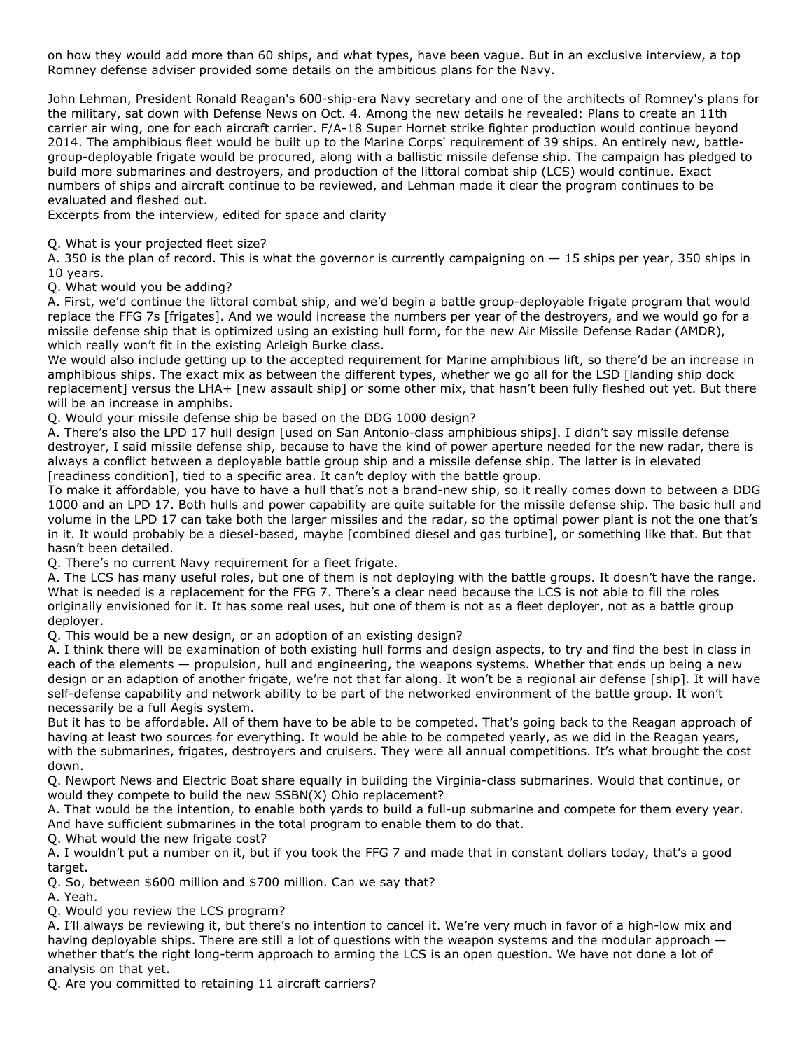on how they would add more than 60 ships, and what types, have been vague. But in an exclusive interview, a top Romney defense adviser provided some details on the ambitious plans for the Navy.

John Lehman, President Ronald Reagan's 600-ship-era Navy secretary and one of the architects of Romney's plans for the military, sat down with Defense News on Oct. 4. Among the new details he revealed: Plans to create an 11th carrier air wing, one for each aircraft carrier. F/A-18 Super Hornet strike fighter production would continue beyond 2014. The amphibious fleet would be built up to the Marine Corps' requirement of 39 ships. An entirely new, battle-group-deployable frigate would be procured, along with a ballistic missile defense ship. The campaign has pledged to build more submarines and destroyers, and production of the littoral combat ship (LCS) would continue. Exact numbers of ships and aircraft continue to be reviewed, and Lehman made it clear the program continues to be evaluated and fleshed out.

Excerpts from the interview, edited for space and clarity

Q. What is your projected fleet size?

A. 350 is the plan of record. This is what the governor is currently campaigning on — 15 ships per year, 350 ships in 10 years.

Q. What would you be adding?

A. First, we'd continue the littoral combat ship, and we'd begin a battle group-deployable frigate program that would replace the FFG 7s [frigates]. And we would increase the numbers per year of the destroyers, and we would go for a missile defense ship that is optimized using an existing hull form, for the new Air Missile Defense Radar (AMDR), which really won't fit in the existing Arleigh Burke class.

We would also include getting up to the accepted requirement for Marine amphibious lift, so there'd be an increase in amphibious ships. The exact mix as between the different types, whether we go all for the LSD [landing ship dock replacement] versus the LHA+ [new assault ship] or some other mix, that hasn't been fully fleshed out yet. But there will be an increase in amphibs.

Q. Would your missile defense ship be based on the DDG 1000 design?

A. There's also the LPD 17 hull design [used on San Antonio-class amphibious ships]. I didn't say missile defense destroyer, I said missile defense ship, because to have the kind of power aperture needed for the new radar, there is always a conflict between a deployable battle group ship and a missile defense ship. The latter is in elevated [readiness condition], tied to a specific area. It can't deploy with the battle group.

To make it affordable, you have to have a hull that's not a brand-new ship, so it really comes down to between a DDG 1000 and an LPD 17. Both hulls and power capability are quite suitable for the missile defense ship. The basic hull and volume in the LPD 17 can take both the larger missiles and the radar, so the optimal power plant is not the one that's in it. It would probably be a diesel-based, maybe [combined diesel and gas turbine], or something like that. But that hasn't been detailed.

Q. There's no current Navy requirement for a fleet frigate.

A. The LCS has many useful roles, but one of them is not deploying with the battle groups. It doesn't have the range. What is needed is a replacement for the FFG 7. There's a clear need because the LCS is not able to fill the roles originally envisioned for it. It has some real uses, but one of them is not as a fleet deployer, not as a battle group deployer.

Q. This would be a new design, or an adoption of an existing design?

A. I think there will be examination of both existing hull forms and design aspects, to try and find the best in class in each of the elements — propulsion, hull and engineering, the weapons systems. Whether that ends up being a new design or an adaption of another frigate, we're not that far along. It won't be a regional air defense [ship]. It will have self-defense capability and network ability to be part of the networked environment of the battle group. It won't necessarily be a full Aegis system.

But it has to be affordable. All of them have to be able to be competed. That's going back to the Reagan approach of having at least two sources for everything. It would be able to be competed yearly, as we did in the Reagan years, with the submarines, frigates, destroyers and cruisers. They were all annual competitions. It's what brought the cost down.

Q. Newport News and Electric Boat share equally in building the Virginia-class submarines. Would that continue, or would they compete to build the new SSBN(X) Ohio replacement?

A. That would be the intention, to enable both yards to build a full-up submarine and compete for them every year. And have sufficient submarines in the total program to enable them to do that.

Q. What would the new frigate cost?

A. I wouldn't put a number on it, but if you took the FFG 7 and made that in constant dollars today, that's a good target.

Q. So, between $600 million and $700 million. Can we say that?

A. Yeah.

Q. Would you review the LCS program?

A. I'll always be reviewing it, but there's no intention to cancel it. We're very much in favor of a high-low mix and having deployable ships. There are still a lot of questions with the weapon systems and the modular approach — whether that's the right long-term approach to arming the LCS is an open question. We have not done a lot of analysis on that yet.

Q. Are you committed to retaining 11 aircraft carriers?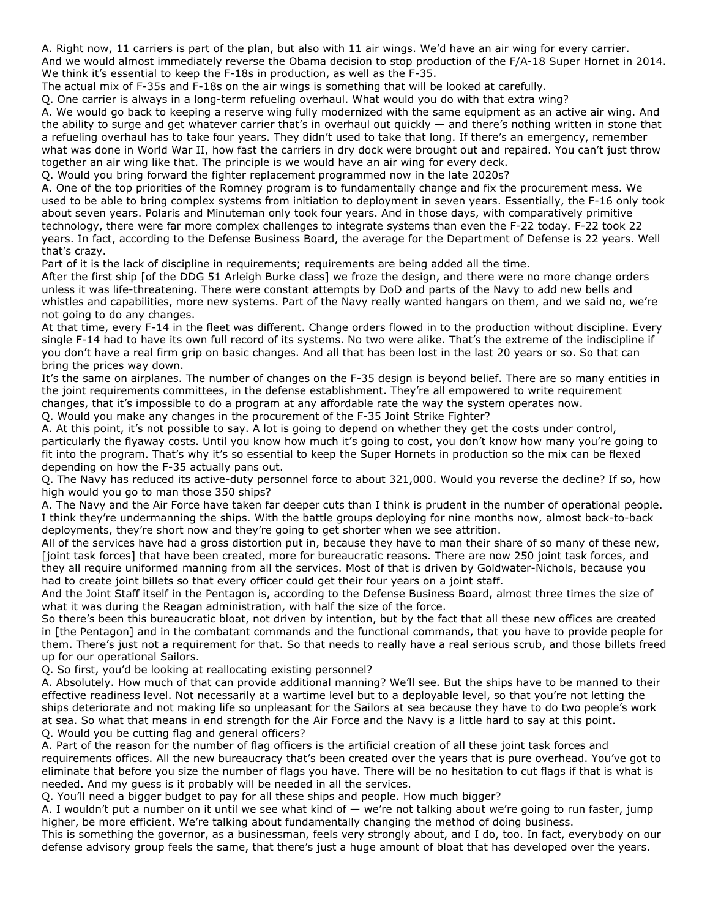A. Right now, 11 carriers is part of the plan, but also with 11 air wings. We'd have an air wing for every carrier. And we would almost immediately reverse the Obama decision to stop production of the F/A-18 Super Hornet in 2014. We think it's essential to keep the F-18s in production, as well as the F-35.

The actual mix of F-35s and F-18s on the air wings is something that will be looked at carefully.

Q. One carrier is always in a long-term refueling overhaul. What would you do with that extra wing?

A. We would go back to keeping a reserve wing fully modernized with the same equipment as an active air wing. And the ability to surge and get whatever carrier that's in overhaul out quickly — and there's nothing written in stone that a refueling overhaul has to take four years. They didn't used to take that long. If there's an emergency, remember what was done in World War II, how fast the carriers in dry dock were brought out and repaired. You can't just throw together an air wing like that. The principle is we would have an air wing for every deck.

Q. Would you bring forward the fighter replacement programmed now in the late 2020s?

A. One of the top priorities of the Romney program is to fundamentally change and fix the procurement mess. We used to be able to bring complex systems from initiation to deployment in seven years. Essentially, the F-16 only took about seven years. Polaris and Minuteman only took four years. And in those days, with comparatively primitive technology, there were far more complex challenges to integrate systems than even the F-22 today. F-22 took 22 years. In fact, according to the Defense Business Board, the average for the Department of Defense is 22 years. Well that's crazy.

Part of it is the lack of discipline in requirements; requirements are being added all the time.

After the first ship [of the DDG 51 Arleigh Burke class] we froze the design, and there were no more change orders unless it was life-threatening. There were constant attempts by DoD and parts of the Navy to add new bells and whistles and capabilities, more new systems. Part of the Navy really wanted hangars on them, and we said no, we're not going to do any changes.

At that time, every F-14 in the fleet was different. Change orders flowed in to the production without discipline. Every single F-14 had to have its own full record of its systems. No two were alike. That's the extreme of the indiscipline if you don't have a real firm grip on basic changes. And all that has been lost in the last 20 years or so. So that can bring the prices way down.

It's the same on airplanes. The number of changes on the F-35 design is beyond belief. There are so many entities in the joint requirements committees, in the defense establishment. They're all empowered to write requirement changes, that it's impossible to do a program at any affordable rate the way the system operates now.

Q. Would you make any changes in the procurement of the F-35 Joint Strike Fighter?

A. At this point, it's not possible to say. A lot is going to depend on whether they get the costs under control, particularly the flyaway costs. Until you know how much it's going to cost, you don't know how many you're going to fit into the program. That's why it's so essential to keep the Super Hornets in production so the mix can be flexed depending on how the F-35 actually pans out.

Q. The Navy has reduced its active-duty personnel force to about 321,000. Would you reverse the decline? If so, how high would you go to man those 350 ships?

A. The Navy and the Air Force have taken far deeper cuts than I think is prudent in the number of operational people. I think they're undermanning the ships. With the battle groups deploying for nine months now, almost back-to-back deployments, they're short now and they're going to get shorter when we see attrition.

All of the services have had a gross distortion put in, because they have to man their share of so many of these new, [joint task forces] that have been created, more for bureaucratic reasons. There are now 250 joint task forces, and they all require uniformed manning from all the services. Most of that is driven by Goldwater-Nichols, because you had to create joint billets so that every officer could get their four years on a joint staff.

And the Joint Staff itself in the Pentagon is, according to the Defense Business Board, almost three times the size of what it was during the Reagan administration, with half the size of the force.

So there's been this bureaucratic bloat, not driven by intention, but by the fact that all these new offices are created in [the Pentagon] and in the combatant commands and the functional commands, that you have to provide people for them. There's just not a requirement for that. So that needs to really have a real serious scrub, and those billets freed up for our operational Sailors.

Q. So first, you'd be looking at reallocating existing personnel?

A. Absolutely. How much of that can provide additional manning? We'll see. But the ships have to be manned to their effective readiness level. Not necessarily at a wartime level but to a deployable level, so that you're not letting the ships deteriorate and not making life so unpleasant for the Sailors at sea because they have to do two people's work at sea. So what that means in end strength for the Air Force and the Navy is a little hard to say at this point.

Q. Would you be cutting flag and general officers?

A. Part of the reason for the number of flag officers is the artificial creation of all these joint task forces and requirements offices. All the new bureaucracy that's been created over the years that is pure overhead. You've got to eliminate that before you size the number of flags you have. There will be no hesitation to cut flags if that is what is needed. And my guess is it probably will be needed in all the services.

Q. You'll need a bigger budget to pay for all these ships and people. How much bigger?

A. I wouldn't put a number on it until we see what kind of — we're not talking about we're going to run faster, jump higher, be more efficient. We're talking about fundamentally changing the method of doing business.

This is something the governor, as a businessman, feels very strongly about, and I do, too. In fact, everybody on our defense advisory group feels the same, that there's just a huge amount of bloat that has developed over the years.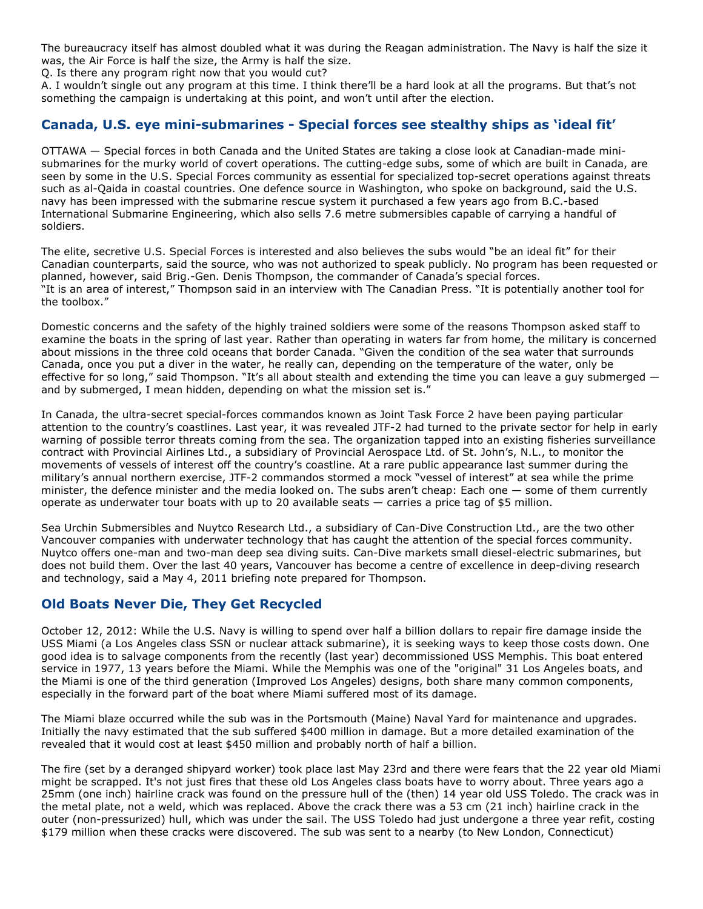The bureaucracy itself has almost doubled what it was during the Reagan administration. The Navy is half the size it was, the Air Force is half the size, the Army is half the size.

Q. Is there any program right now that you would cut?

A. I wouldn't single out any program at this time. I think there'll be a hard look at all the programs. But that's not something the campaign is undertaking at this point, and won't until after the election.

## Canada, U.S. eye mini-submarines - Special forces see stealthy ships as 'ideal fit'

OTTAWA — Special forces in both Canada and the United States are taking a close look at Canadian-made mini-submarines for the murky world of covert operations. The cutting-edge subs, some of which are built in Canada, are seen by some in the U.S. Special Forces community as essential for specialized top-secret operations against threats such as al-Qaida in coastal countries. One defence source in Washington, who spoke on background, said the U.S. navy has been impressed with the submarine rescue system it purchased a few years ago from B.C.-based International Submarine Engineering, which also sells 7.6 metre submersibles capable of carrying a handful of soldiers.

The elite, secretive U.S. Special Forces is interested and also believes the subs would "be an ideal fit" for their Canadian counterparts, said the source, who was not authorized to speak publicly. No program has been requested or planned, however, said Brig.-Gen. Denis Thompson, the commander of Canada's special forces.
"It is an area of interest," Thompson said in an interview with The Canadian Press. "It is potentially another tool for the toolbox."

Domestic concerns and the safety of the highly trained soldiers were some of the reasons Thompson asked staff to examine the boats in the spring of last year. Rather than operating in waters far from home, the military is concerned about missions in the three cold oceans that border Canada. "Given the condition of the sea water that surrounds Canada, once you put a diver in the water, he really can, depending on the temperature of the water, only be effective for so long," said Thompson. "It's all about stealth and extending the time you can leave a guy submerged — and by submerged, I mean hidden, depending on what the mission set is."

In Canada, the ultra-secret special-forces commandos known as Joint Task Force 2 have been paying particular attention to the country's coastlines. Last year, it was revealed JTF-2 had turned to the private sector for help in early warning of possible terror threats coming from the sea. The organization tapped into an existing fisheries surveillance contract with Provincial Airlines Ltd., a subsidiary of Provincial Aerospace Ltd. of St. John's, N.L., to monitor the movements of vessels of interest off the country's coastline. At a rare public appearance last summer during the military's annual northern exercise, JTF-2 commandos stormed a mock "vessel of interest" at sea while the prime minister, the defence minister and the media looked on. The subs aren't cheap: Each one — some of them currently operate as underwater tour boats with up to 20 available seats — carries a price tag of $5 million.

Sea Urchin Submersibles and Nuytco Research Ltd., a subsidiary of Can-Dive Construction Ltd., are the two other Vancouver companies with underwater technology that has caught the attention of the special forces community. Nuytco offers one-man and two-man deep sea diving suits. Can-Dive markets small diesel-electric submarines, but does not build them. Over the last 40 years, Vancouver has become a centre of excellence in deep-diving research and technology, said a May 4, 2011 briefing note prepared for Thompson.

## Old Boats Never Die, They Get Recycled

October 12, 2012: While the U.S. Navy is willing to spend over half a billion dollars to repair fire damage inside the USS Miami (a Los Angeles class SSN or nuclear attack submarine), it is seeking ways to keep those costs down. One good idea is to salvage components from the recently (last year) decommissioned USS Memphis. This boat entered service in 1977, 13 years before the Miami. While the Memphis was one of the "original" 31 Los Angeles boats, and the Miami is one of the third generation (Improved Los Angeles) designs, both share many common components, especially in the forward part of the boat where Miami suffered most of its damage.

The Miami blaze occurred while the sub was in the Portsmouth (Maine) Naval Yard for maintenance and upgrades. Initially the navy estimated that the sub suffered $400 million in damage. But a more detailed examination of the revealed that it would cost at least $450 million and probably north of half a billion.

The fire (set by a deranged shipyard worker) took place last May 23rd and there were fears that the 22 year old Miami might be scrapped. It's not just fires that these old Los Angeles class boats have to worry about. Three years ago a 25mm (one inch) hairline crack was found on the pressure hull of the (then) 14 year old USS Toledo. The crack was in the metal plate, not a weld, which was replaced. Above the crack there was a 53 cm (21 inch) hairline crack in the outer (non-pressurized) hull, which was under the sail. The USS Toledo had just undergone a three year refit, costing $179 million when these cracks were discovered. The sub was sent to a nearby (to New London, Connecticut)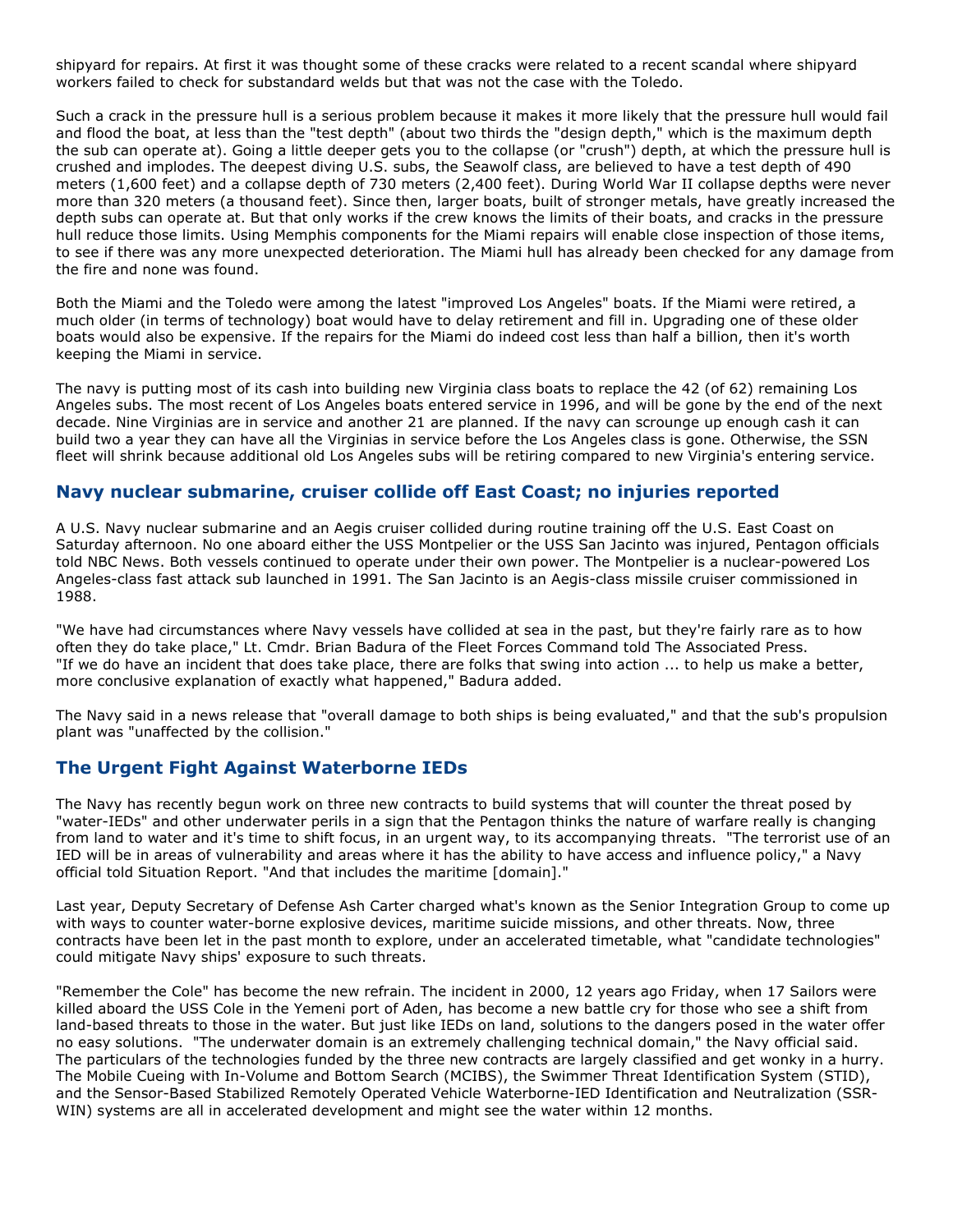shipyard for repairs. At first it was thought some of these cracks were related to a recent scandal where shipyard workers failed to check for substandard welds but that was not the case with the Toledo.

Such a crack in the pressure hull is a serious problem because it makes it more likely that the pressure hull would fail and flood the boat, at less than the "test depth" (about two thirds the "design depth," which is the maximum depth the sub can operate at). Going a little deeper gets you to the collapse (or "crush") depth, at which the pressure hull is crushed and implodes. The deepest diving U.S. subs, the Seawolf class, are believed to have a test depth of 490 meters (1,600 feet) and a collapse depth of 730 meters (2,400 feet). During World War II collapse depths were never more than 320 meters (a thousand feet). Since then, larger boats, built of stronger metals, have greatly increased the depth subs can operate at. But that only works if the crew knows the limits of their boats, and cracks in the pressure hull reduce those limits. Using Memphis components for the Miami repairs will enable close inspection of those items, to see if there was any more unexpected deterioration. The Miami hull has already been checked for any damage from the fire and none was found.

Both the Miami and the Toledo were among the latest "improved Los Angeles" boats. If the Miami were retired, a much older (in terms of technology) boat would have to delay retirement and fill in. Upgrading one of these older boats would also be expensive. If the repairs for the Miami do indeed cost less than half a billion, then it's worth keeping the Miami in service.

The navy is putting most of its cash into building new Virginia class boats to replace the 42 (of 62) remaining Los Angeles subs. The most recent of Los Angeles boats entered service in 1996, and will be gone by the end of the next decade. Nine Virginias are in service and another 21 are planned. If the navy can scrounge up enough cash it can build two a year they can have all the Virginias in service before the Los Angeles class is gone. Otherwise, the SSN fleet will shrink because additional old Los Angeles subs will be retiring compared to new Virginia's entering service.

## Navy nuclear submarine, cruiser collide off East Coast; no injuries reported

A U.S. Navy nuclear submarine and an Aegis cruiser collided during routine training off the U.S. East Coast on Saturday afternoon. No one aboard either the USS Montpelier or the USS San Jacinto was injured, Pentagon officials told NBC News. Both vessels continued to operate under their own power. The Montpelier is a nuclear-powered Los Angeles-class fast attack sub launched in 1991. The San Jacinto is an Aegis-class missile cruiser commissioned in 1988.

"We have had circumstances where Navy vessels have collided at sea in the past, but they're fairly rare as to how often they do take place," Lt. Cmdr. Brian Badura of the Fleet Forces Command told The Associated Press. "If we do have an incident that does take place, there are folks that swing into action ... to help us make a better, more conclusive explanation of exactly what happened," Badura added.

The Navy said in a news release that "overall damage to both ships is being evaluated," and that the sub's propulsion plant was "unaffected by the collision."

## The Urgent Fight Against Waterborne IEDs

The Navy has recently begun work on three new contracts to build systems that will counter the threat posed by "water-IEDs" and other underwater perils in a sign that the Pentagon thinks the nature of warfare really is changing from land to water and it's time to shift focus, in an urgent way, to its accompanying threats. "The terrorist use of an IED will be in areas of vulnerability and areas where it has the ability to have access and influence policy," a Navy official told Situation Report. "And that includes the maritime [domain]."

Last year, Deputy Secretary of Defense Ash Carter charged what's known as the Senior Integration Group to come up with ways to counter water-borne explosive devices, maritime suicide missions, and other threats. Now, three contracts have been let in the past month to explore, under an accelerated timetable, what "candidate technologies" could mitigate Navy ships' exposure to such threats.

"Remember the Cole" has become the new refrain. The incident in 2000, 12 years ago Friday, when 17 Sailors were killed aboard the USS Cole in the Yemeni port of Aden, has become a new battle cry for those who see a shift from land-based threats to those in the water. But just like IEDs on land, solutions to the dangers posed in the water offer no easy solutions. "The underwater domain is an extremely challenging technical domain," the Navy official said. The particulars of the technologies funded by the three new contracts are largely classified and get wonky in a hurry. The Mobile Cueing with In-Volume and Bottom Search (MCIBS), the Swimmer Threat Identification System (STID), and the Sensor-Based Stabilized Remotely Operated Vehicle Waterborne-IED Identification and Neutralization (SSR-WIN) systems are all in accelerated development and might see the water within 12 months.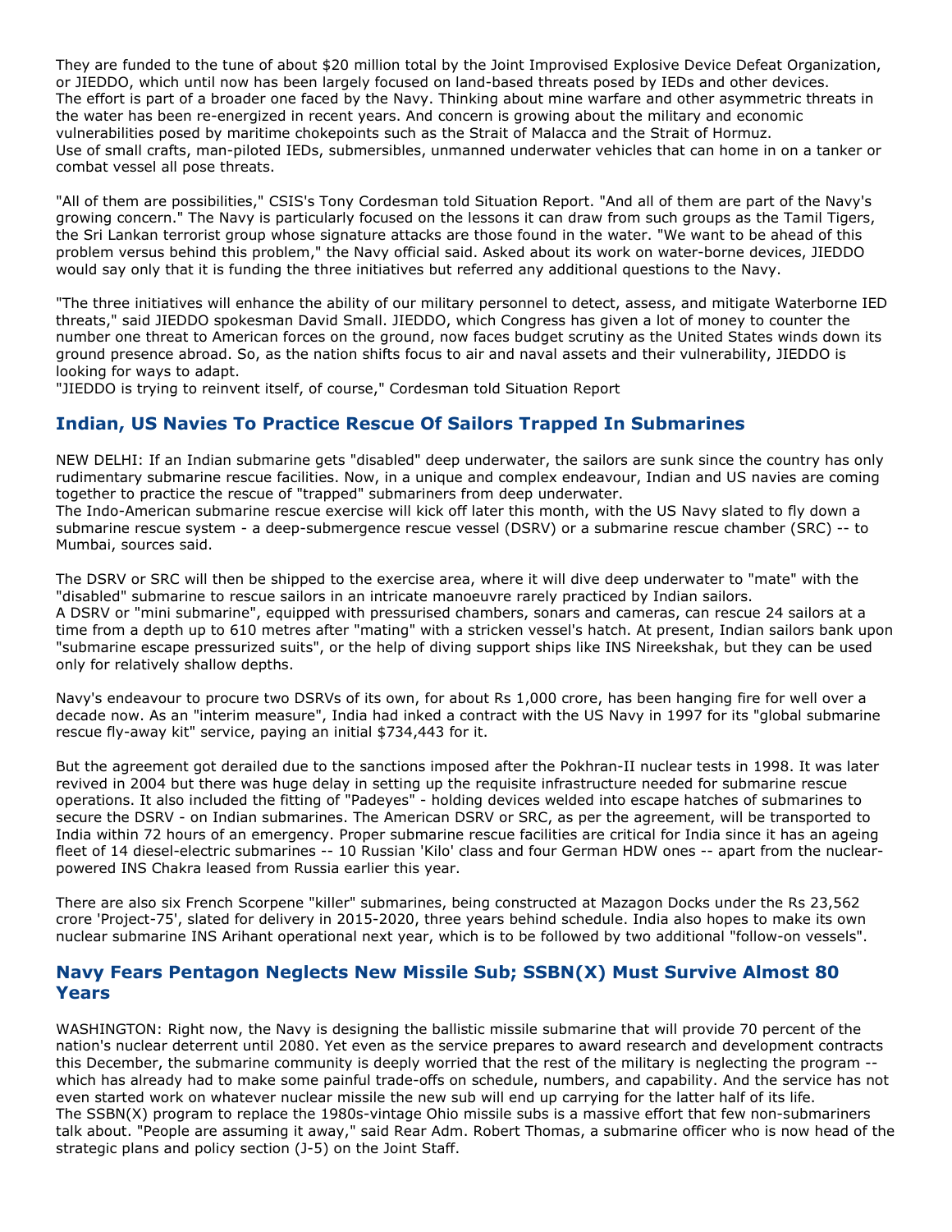They are funded to the tune of about $20 million total by the Joint Improvised Explosive Device Defeat Organization, or JIEDDO, which until now has been largely focused on land-based threats posed by IEDs and other devices.
The effort is part of a broader one faced by the Navy. Thinking about mine warfare and other asymmetric threats in the water has been re-energized in recent years. And concern is growing about the military and economic vulnerabilities posed by maritime chokepoints such as the Strait of Malacca and the Strait of Hormuz.
Use of small crafts, man-piloted IEDs, submersibles, unmanned underwater vehicles that can home in on a tanker or combat vessel all pose threats.

"All of them are possibilities," CSIS's Tony Cordesman told Situation Report. "And all of them are part of the Navy's growing concern." The Navy is particularly focused on the lessons it can draw from such groups as the Tamil Tigers, the Sri Lankan terrorist group whose signature attacks are those found in the water. "We want to be ahead of this problem versus behind this problem," the Navy official said. Asked about its work on water-borne devices, JIEDDO would say only that it is funding the three initiatives but referred any additional questions to the Navy.

"The three initiatives will enhance the ability of our military personnel to detect, assess, and mitigate Waterborne IED threats," said JIEDDO spokesman David Small. JIEDDO, which Congress has given a lot of money to counter the number one threat to American forces on the ground, now faces budget scrutiny as the United States winds down its ground presence abroad. So, as the nation shifts focus to air and naval assets and their vulnerability, JIEDDO is looking for ways to adapt.
"JIEDDO is trying to reinvent itself, of course," Cordesman told Situation Report

## Indian, US Navies To Practice Rescue Of Sailors Trapped In Submarines

NEW DELHI: If an Indian submarine gets "disabled" deep underwater, the sailors are sunk since the country has only rudimentary submarine rescue facilities. Now, in a unique and complex endeavour, Indian and US navies are coming together to practice the rescue of "trapped" submariners from deep underwater.
The Indo-American submarine rescue exercise will kick off later this month, with the US Navy slated to fly down a submarine rescue system - a deep-submergence rescue vessel (DSRV) or a submarine rescue chamber (SRC) -- to Mumbai, sources said.

The DSRV or SRC will then be shipped to the exercise area, where it will dive deep underwater to "mate" with the "disabled" submarine to rescue sailors in an intricate manoeuvre rarely practiced by Indian sailors.
A DSRV or "mini submarine", equipped with pressurised chambers, sonars and cameras, can rescue 24 sailors at a time from a depth up to 610 metres after "mating" with a stricken vessel's hatch. At present, Indian sailors bank upon "submarine escape pressurized suits", or the help of diving support ships like INS Nireekshak, but they can be used only for relatively shallow depths.

Navy's endeavour to procure two DSRVs of its own, for about Rs 1,000 crore, has been hanging fire for well over a decade now. As an "interim measure", India had inked a contract with the US Navy in 1997 for its "global submarine rescue fly-away kit" service, paying an initial $734,443 for it.

But the agreement got derailed due to the sanctions imposed after the Pokhran-II nuclear tests in 1998. It was later revived in 2004 but there was huge delay in setting up the requisite infrastructure needed for submarine rescue operations. It also included the fitting of "Padeyes" - holding devices welded into escape hatches of submarines to secure the DSRV - on Indian submarines. The American DSRV or SRC, as per the agreement, will be transported to India within 72 hours of an emergency. Proper submarine rescue facilities are critical for India since it has an ageing fleet of 14 diesel-electric submarines -- 10 Russian 'Kilo' class and four German HDW ones -- apart from the nuclear-powered INS Chakra leased from Russia earlier this year.

There are also six French Scorpene "killer" submarines, being constructed at Mazagon Docks under the Rs 23,562 crore 'Project-75', slated for delivery in 2015-2020, three years behind schedule. India also hopes to make its own nuclear submarine INS Arihant operational next year, which is to be followed by two additional "follow-on vessels".

## Navy Fears Pentagon Neglects New Missile Sub; SSBN(X) Must Survive Almost 80 Years

WASHINGTON: Right now, the Navy is designing the ballistic missile submarine that will provide 70 percent of the nation's nuclear deterrent until 2080. Yet even as the service prepares to award research and development contracts this December, the submarine community is deeply worried that the rest of the military is neglecting the program -- which has already had to make some painful trade-offs on schedule, numbers, and capability. And the service has not even started work on whatever nuclear missile the new sub will end up carrying for the latter half of its life.
The SSBN(X) program to replace the 1980s-vintage Ohio missile subs is a massive effort that few non-submariners talk about. "People are assuming it away," said Rear Adm. Robert Thomas, a submarine officer who is now head of the strategic plans and policy section (J-5) on the Joint Staff.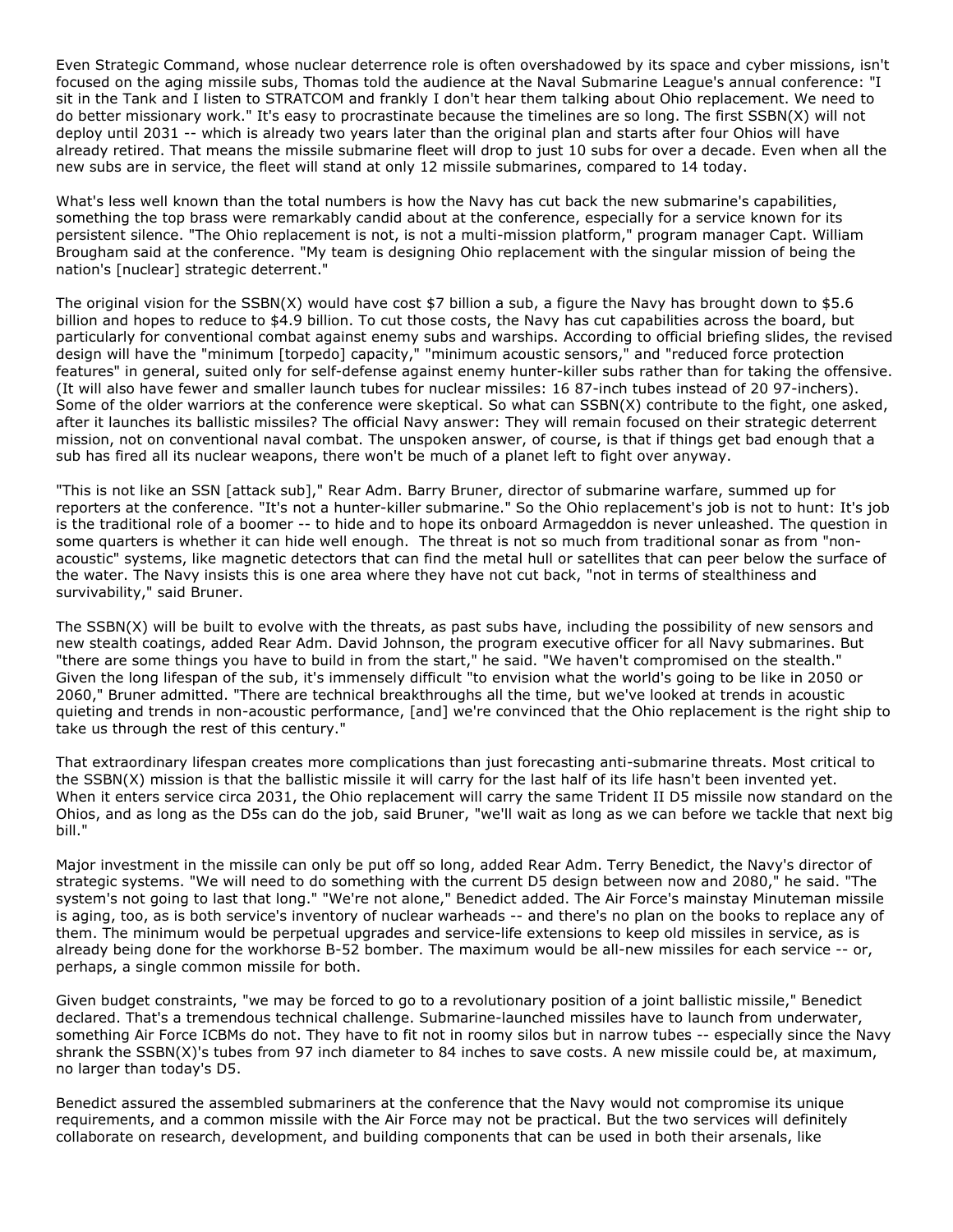Even Strategic Command, whose nuclear deterrence role is often overshadowed by its space and cyber missions, isn't focused on the aging missile subs, Thomas told the audience at the Naval Submarine League's annual conference: "I sit in the Tank and I listen to STRATCOM and frankly I don't hear them talking about Ohio replacement. We need to do better missionary work." It's easy to procrastinate because the timelines are so long. The first SSBN(X) will not deploy until 2031 -- which is already two years later than the original plan and starts after four Ohios will have already retired. That means the missile submarine fleet will drop to just 10 subs for over a decade. Even when all the new subs are in service, the fleet will stand at only 12 missile submarines, compared to 14 today.

What's less well known than the total numbers is how the Navy has cut back the new submarine's capabilities, something the top brass were remarkably candid about at the conference, especially for a service known for its persistent silence. "The Ohio replacement is not, is not a multi-mission platform," program manager Capt. William Brougham said at the conference. "My team is designing Ohio replacement with the singular mission of being the nation's [nuclear] strategic deterrent."

The original vision for the SSBN(X) would have cost $7 billion a sub, a figure the Navy has brought down to $5.6 billion and hopes to reduce to $4.9 billion. To cut those costs, the Navy has cut capabilities across the board, but particularly for conventional combat against enemy subs and warships. According to official briefing slides, the revised design will have the "minimum [torpedo] capacity," "minimum acoustic sensors," and "reduced force protection features" in general, suited only for self-defense against enemy hunter-killer subs rather than for taking the offensive. (It will also have fewer and smaller launch tubes for nuclear missiles: 16 87-inch tubes instead of 20 97-inchers). Some of the older warriors at the conference were skeptical. So what can SSBN(X) contribute to the fight, one asked, after it launches its ballistic missiles? The official Navy answer: They will remain focused on their strategic deterrent mission, not on conventional naval combat. The unspoken answer, of course, is that if things get bad enough that a sub has fired all its nuclear weapons, there won't be much of a planet left to fight over anyway.

"This is not like an SSN [attack sub]," Rear Adm. Barry Bruner, director of submarine warfare, summed up for reporters at the conference. "It's not a hunter-killer submarine." So the Ohio replacement's job is not to hunt: It's job is the traditional role of a boomer -- to hide and to hope its onboard Armageddon is never unleashed. The question in some quarters is whether it can hide well enough. The threat is not so much from traditional sonar as from "non-acoustic" systems, like magnetic detectors that can find the metal hull or satellites that can peer below the surface of the water. The Navy insists this is one area where they have not cut back, "not in terms of stealthiness and survivability," said Bruner.

The SSBN(X) will be built to evolve with the threats, as past subs have, including the possibility of new sensors and new stealth coatings, added Rear Adm. David Johnson, the program executive officer for all Navy submarines. But "there are some things you have to build in from the start," he said. "We haven't compromised on the stealth." Given the long lifespan of the sub, it's immensely difficult "to envision what the world's going to be like in 2050 or 2060," Bruner admitted. "There are technical breakthroughs all the time, but we've looked at trends in acoustic quieting and trends in non-acoustic performance, [and] we're convinced that the Ohio replacement is the right ship to take us through the rest of this century."

That extraordinary lifespan creates more complications than just forecasting anti-submarine threats. Most critical to the SSBN(X) mission is that the ballistic missile it will carry for the last half of its life hasn't been invented yet. When it enters service circa 2031, the Ohio replacement will carry the same Trident II D5 missile now standard on the Ohios, and as long as the D5s can do the job, said Bruner, "we'll wait as long as we can before we tackle that next big bill."

Major investment in the missile can only be put off so long, added Rear Adm. Terry Benedict, the Navy's director of strategic systems. "We will need to do something with the current D5 design between now and 2080," he said. "The system's not going to last that long." "We're not alone," Benedict added. The Air Force's mainstay Minuteman missile is aging, too, as is both service's inventory of nuclear warheads -- and there's no plan on the books to replace any of them. The minimum would be perpetual upgrades and service-life extensions to keep old missiles in service, as is already being done for the workhorse B-52 bomber. The maximum would be all-new missiles for each service -- or, perhaps, a single common missile for both.

Given budget constraints, "we may be forced to go to a revolutionary position of a joint ballistic missile," Benedict declared. That's a tremendous technical challenge. Submarine-launched missiles have to launch from underwater, something Air Force ICBMs do not. They have to fit not in roomy silos but in narrow tubes -- especially since the Navy shrank the SSBN(X)'s tubes from 97 inch diameter to 84 inches to save costs. A new missile could be, at maximum, no larger than today's D5.

Benedict assured the assembled submariners at the conference that the Navy would not compromise its unique requirements, and a common missile with the Air Force may not be practical. But the two services will definitely collaborate on research, development, and building components that can be used in both their arsenals, like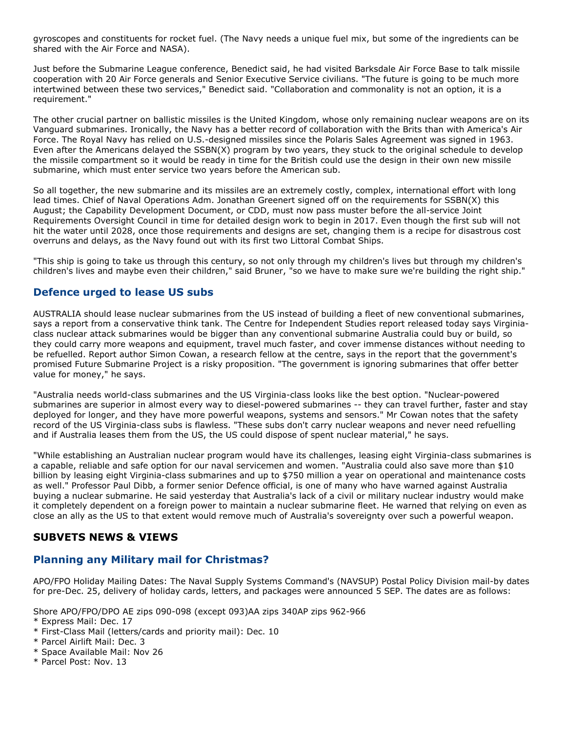gyroscopes and constituents for rocket fuel. (The Navy needs a unique fuel mix, but some of the ingredients can be shared with the Air Force and NASA).

Just before the Submarine League conference, Benedict said, he had visited Barksdale Air Force Base to talk missile cooperation with 20 Air Force generals and Senior Executive Service civilians. "The future is going to be much more intertwined between these two services," Benedict said. "Collaboration and commonality is not an option, it is a requirement."

The other crucial partner on ballistic missiles is the United Kingdom, whose only remaining nuclear weapons are on its Vanguard submarines. Ironically, the Navy has a better record of collaboration with the Brits than with America's Air Force. The Royal Navy has relied on U.S.-designed missiles since the Polaris Sales Agreement was signed in 1963. Even after the Americans delayed the SSBN(X) program by two years, they stuck to the original schedule to develop the missile compartment so it would be ready in time for the British could use the design in their own new missile submarine, which must enter service two years before the American sub.

So all together, the new submarine and its missiles are an extremely costly, complex, international effort with long lead times. Chief of Naval Operations Adm. Jonathan Greenert signed off on the requirements for SSBN(X) this August; the Capability Development Document, or CDD, must now pass muster before the all-service Joint Requirements Oversight Council in time for detailed design work to begin in 2017. Even though the first sub will not hit the water until 2028, once those requirements and designs are set, changing them is a recipe for disastrous cost overruns and delays, as the Navy found out with its first two Littoral Combat Ships.

"This ship is going to take us through this century, so not only through my children's lives but through my children's children's lives and maybe even their children," said Bruner, "so we have to make sure we're building the right ship."

## Defence urged to lease US subs

AUSTRALIA should lease nuclear submarines from the US instead of building a fleet of new conventional submarines, says a report from a conservative think tank. The Centre for Independent Studies report released today says Virginia-class nuclear attack submarines would be bigger than any conventional submarine Australia could buy or build, so they could carry more weapons and equipment, travel much faster, and cover immense distances without needing to be refuelled. Report author Simon Cowan, a research fellow at the centre, says in the report that the government's promised Future Submarine Project is a risky proposition. "The government is ignoring submarines that offer better value for money," he says.

"Australia needs world-class submarines and the US Virginia-class looks like the best option. "Nuclear-powered submarines are superior in almost every way to diesel-powered submarines -- they can travel further, faster and stay deployed for longer, and they have more powerful weapons, systems and sensors." Mr Cowan notes that the safety record of the US Virginia-class subs is flawless. "These subs don't carry nuclear weapons and never need refuelling and if Australia leases them from the US, the US could dispose of spent nuclear material," he says.

"While establishing an Australian nuclear program would have its challenges, leasing eight Virginia-class submarines is a capable, reliable and safe option for our naval servicemen and women. "Australia could also save more than $10 billion by leasing eight Virginia-class submarines and up to $750 million a year on operational and maintenance costs as well." Professor Paul Dibb, a former senior Defence official, is one of many who have warned against Australia buying a nuclear submarine. He said yesterday that Australia's lack of a civil or military nuclear industry would make it completely dependent on a foreign power to maintain a nuclear submarine fleet. He warned that relying on even as close an ally as the US to that extent would remove much of Australia's sovereignty over such a powerful weapon.

# SUBVETS NEWS & VIEWS

## Planning any Military mail for Christmas?

APO/FPO Holiday Mailing Dates: The Naval Supply Systems Command's (NAVSUP) Postal Policy Division mail-by dates for pre-Dec. 25, delivery of holiday cards, letters, and packages were announced 5 SEP. The dates are as follows:

Shore APO/FPO/DPO AE zips 090-098 (except 093)AA zips 340AP zips 962-966

* Express Mail: Dec. 17
* First-Class Mail (letters/cards and priority mail): Dec. 10
* Parcel Airlift Mail: Dec. 3
* Space Available Mail: Nov 26
* Parcel Post: Nov. 13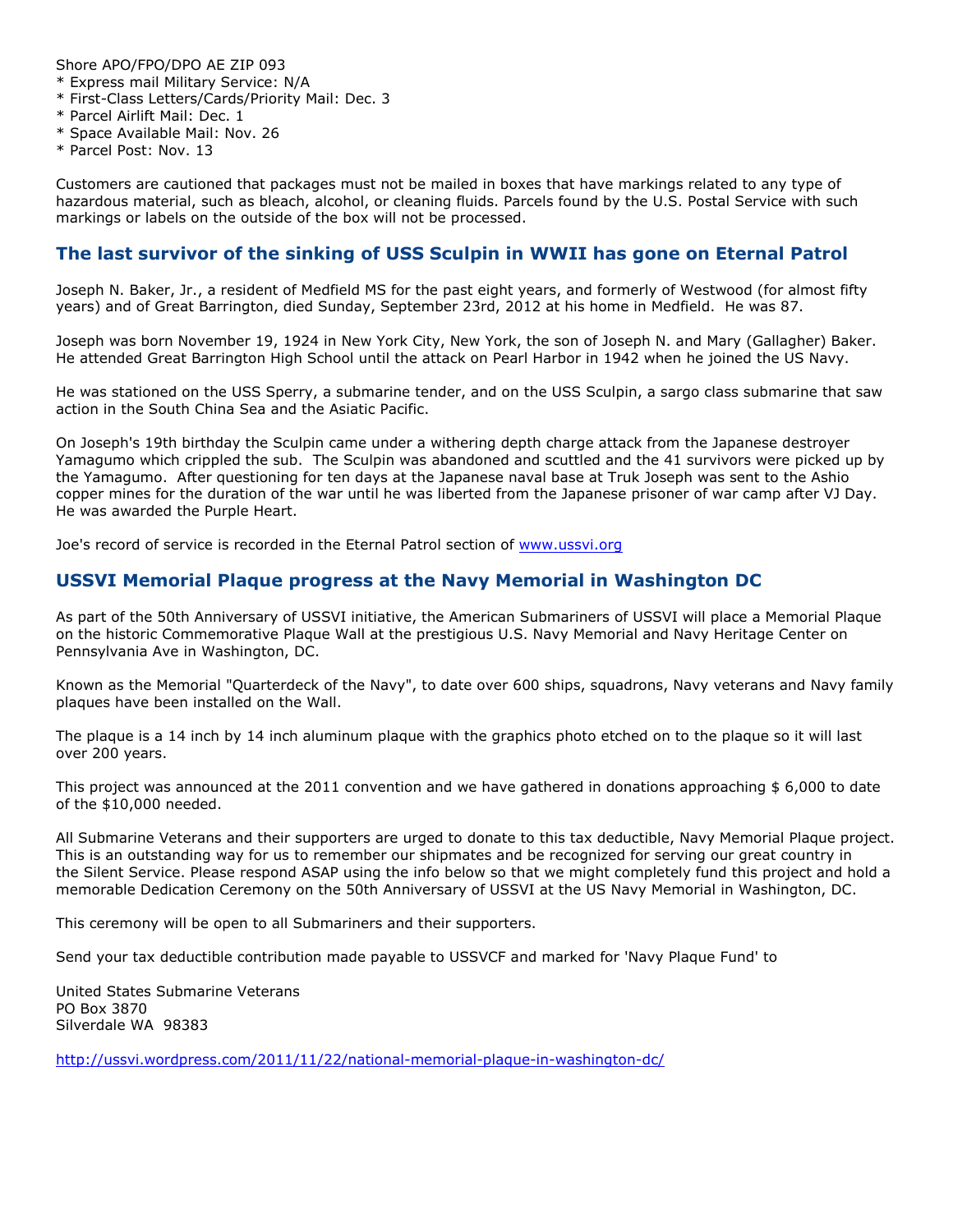Shore APO/FPO/DPO AE ZIP 093
* Express mail Military Service: N/A
* First-Class Letters/Cards/Priority Mail: Dec. 3
* Parcel Airlift Mail: Dec. 1
* Space Available Mail: Nov. 26
* Parcel Post: Nov. 13

Customers are cautioned that packages must not be mailed in boxes that have markings related to any type of hazardous material, such as bleach, alcohol, or cleaning fluids. Parcels found by the U.S. Postal Service with such markings or labels on the outside of the box will not be processed.

## The last survivor of the sinking of USS Sculpin in WWII has gone on Eternal Patrol

Joseph N. Baker, Jr., a resident of Medfield MS for the past eight years, and formerly of Westwood (for almost fifty years) and of Great Barrington, died Sunday, September 23rd, 2012 at his home in Medfield. He was 87.

Joseph was born November 19, 1924 in New York City, New York, the son of Joseph N. and Mary (Gallagher) Baker. He attended Great Barrington High School until the attack on Pearl Harbor in 1942 when he joined the US Navy.

He was stationed on the USS Sperry, a submarine tender, and on the USS Sculpin, a sargo class submarine that saw action in the South China Sea and the Asiatic Pacific.

On Joseph's 19th birthday the Sculpin came under a withering depth charge attack from the Japanese destroyer Yamagumo which crippled the sub. The Sculpin was abandoned and scuttled and the 41 survivors were picked up by the Yamagumo. After questioning for ten days at the Japanese naval base at Truk Joseph was sent to the Ashio copper mines for the duration of the war until he was liberted from the Japanese prisoner of war camp after VJ Day. He was awarded the Purple Heart.

Joe's record of service is recorded in the Eternal Patrol section of [www.ussvi.org](www.ussvi.org)

## USSVI Memorial Plaque progress at the Navy Memorial in Washington DC

As part of the 50th Anniversary of USSVI initiative, the American Submariners of USSVI will place a Memorial Plaque on the historic Commemorative Plaque Wall at the prestigious U.S. Navy Memorial and Navy Heritage Center on Pennsylvania Ave in Washington, DC.

Known as the Memorial "Quarterdeck of the Navy", to date over 600 ships, squadrons, Navy veterans and Navy family plaques have been installed on the Wall.

The plaque is a 14 inch by 14 inch aluminum plaque with the graphics photo etched on to the plaque so it will last over 200 years.

This project was announced at the 2011 convention and we have gathered in donations approaching $ 6,000 to date of the $10,000 needed.

All Submarine Veterans and their supporters are urged to donate to this tax deductible, Navy Memorial Plaque project. This is an outstanding way for us to remember our shipmates and be recognized for serving our great country in the Silent Service. Please respond ASAP using the info below so that we might completely fund this project and hold a memorable Dedication Ceremony on the 50th Anniversary of USSVI at the US Navy Memorial in Washington, DC.

This ceremony will be open to all Submariners and their supporters.

Send your tax deductible contribution made payable to USSVCF and marked for 'Navy Plaque Fund' to

United States Submarine Veterans
PO Box 3870
Silverdale WA 98383

[http://ussvi.wordpress.com/2011/11/22/national-memorial-plaque-in-washington-dc/](http://ussvi.wordpress.com/2011/11/22/national-memorial-plaque-in-washington-dc/)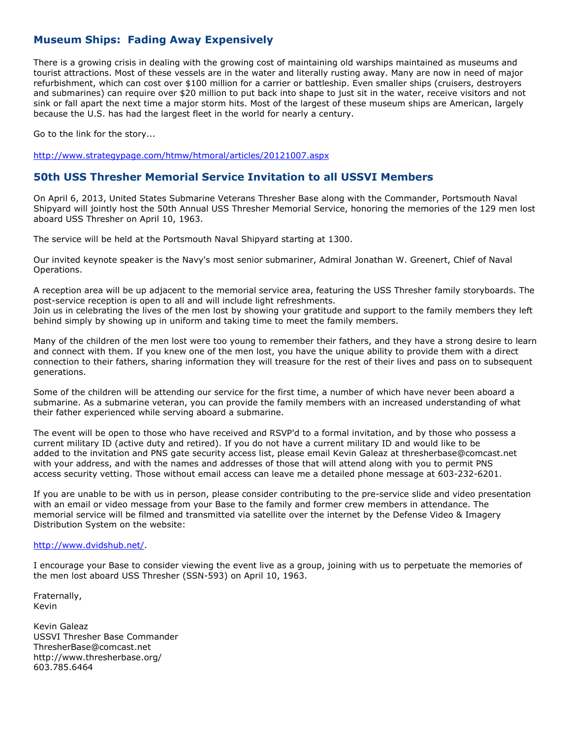## Museum Ships: Fading Away Expensively

There is a growing crisis in dealing with the growing cost of maintaining old warships maintained as museums and tourist attractions. Most of these vessels are in the water and literally rusting away. Many are now in need of major refurbishment, which can cost over $100 million for a carrier or battleship. Even smaller ships (cruisers, destroyers and submarines) can require over $20 million to put back into shape to just sit in the water, receive visitors and not sink or fall apart the next time a major storm hits. Most of the largest of these museum ships are American, largely because the U.S. has had the largest fleet in the world for nearly a century.

Go to the link for the story...

http://www.strategypage.com/htmw/htmoral/articles/20121007.aspx

## 50th USS Thresher Memorial Service Invitation to all USSVI Members

On April 6, 2013, United States Submarine Veterans Thresher Base along with the Commander, Portsmouth Naval Shipyard will jointly host the 50th Annual USS Thresher Memorial Service, honoring the memories of the 129 men lost aboard USS Thresher on April 10, 1963.

The service will be held at the Portsmouth Naval Shipyard starting at 1300.

Our invited keynote speaker is the Navy's most senior submariner, Admiral Jonathan W. Greenert, Chief of Naval Operations.

A reception area will be up adjacent to the memorial service area, featuring the USS Thresher family storyboards. The post-service reception is open to all and will include light refreshments.
Join us in celebrating the lives of the men lost by showing your gratitude and support to the family members they left behind simply by showing up in uniform and taking time to meet the family members.

Many of the children of the men lost were too young to remember their fathers, and they have a strong desire to learn and connect with them. If you knew one of the men lost, you have the unique ability to provide them with a direct connection to their fathers, sharing information they will treasure for the rest of their lives and pass on to subsequent generations.

Some of the children will be attending our service for the first time, a number of which have never been aboard a submarine. As a submarine veteran, you can provide the family members with an increased understanding of what their father experienced while serving aboard a submarine.

The event will be open to those who have received and RSVP'd to a formal invitation, and by those who possess a current military ID (active duty and retired). If you do not have a current military ID and would like to be added to the invitation and PNS gate security access list, please email Kevin Galeaz at thresherbase@comcast.net with your address, and with the names and addresses of those that will attend along with you to permit PNS access security vetting. Those without email access can leave me a detailed phone message at 603-232-6201.

If you are unable to be with us in person, please consider contributing to the pre-service slide and video presentation with an email or video message from your Base to the family and former crew members in attendance. The memorial service will be filmed and transmitted via satellite over the internet by the Defense Video & Imagery Distribution System on the website:

http://www.dvidshub.net/.

I encourage your Base to consider viewing the event live as a group, joining with us to perpetuate the memories of the men lost aboard USS Thresher (SSN-593) on April 10, 1963.

Fraternally,
Kevin

Kevin Galeaz
USSVI Thresher Base Commander
ThresherBase@comcast.net
http://www.thresherbase.org/
603.785.6464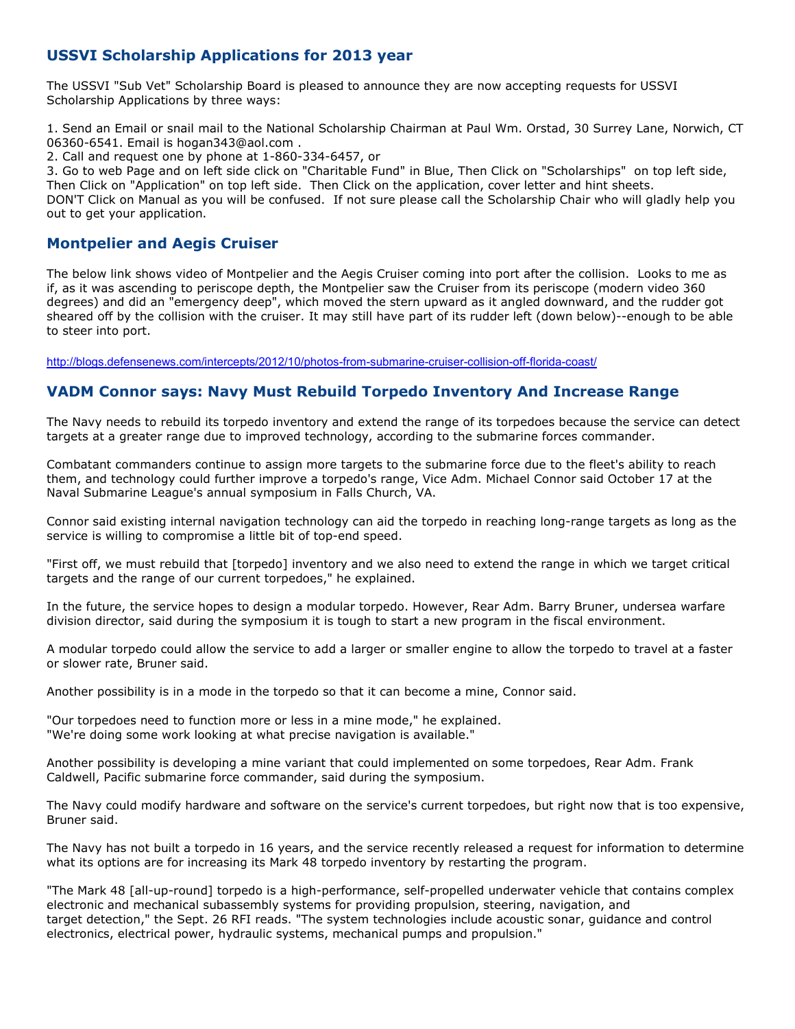## USSVI Scholarship Applications for 2013 year

The USSVI "Sub Vet" Scholarship Board is pleased to announce they are now accepting requests for USSVI Scholarship Applications by three ways:

1. Send an Email or snail mail to the National Scholarship Chairman at Paul Wm. Orstad, 30 Surrey Lane, Norwich, CT 06360-6541. Email is hogan343@aol.com .
2. Call and request one by phone at 1-860-334-6457, or
3. Go to web Page and on left side click on "Charitable Fund" in Blue, Then Click on "Scholarships" on top left side, Then Click on "Application" on top left side. Then Click on the application, cover letter and hint sheets.

DON'T Click on Manual as you will be confused. If not sure please call the Scholarship Chair who will gladly help you out to get your application.

## Montpelier and Aegis Cruiser

The below link shows video of Montpelier and the Aegis Cruiser coming into port after the collision. Looks to me as if, as it was ascending to periscope depth, the Montpelier saw the Cruiser from its periscope (modern video 360 degrees) and did an "emergency deep", which moved the stern upward as it angled downward, and the rudder got sheared off by the collision with the cruiser. It may still have part of its rudder left (down below)--enough to be able to steer into port.

http://blogs.defensenews.com/intercepts/2012/10/photos-from-submarine-cruiser-collision-off-florida-coast/

## VADM Connor says: Navy Must Rebuild Torpedo Inventory And Increase Range

The Navy needs to rebuild its torpedo inventory and extend the range of its torpedoes because the service can detect targets at a greater range due to improved technology, according to the submarine forces commander.

Combatant commanders continue to assign more targets to the submarine force due to the fleet's ability to reach them, and technology could further improve a torpedo's range, Vice Adm. Michael Connor said October 17 at the Naval Submarine League's annual symposium in Falls Church, VA.

Connor said existing internal navigation technology can aid the torpedo in reaching long-range targets as long as the service is willing to compromise a little bit of top-end speed.

"First off, we must rebuild that [torpedo] inventory and we also need to extend the range in which we target critical targets and the range of our current torpedoes," he explained.

In the future, the service hopes to design a modular torpedo. However, Rear Adm. Barry Bruner, undersea warfare division director, said during the symposium it is tough to start a new program in the fiscal environment.

A modular torpedo could allow the service to add a larger or smaller engine to allow the torpedo to travel at a faster or slower rate, Bruner said.

Another possibility is in a mode in the torpedo so that it can become a mine, Connor said.

"Our torpedoes need to function more or less in a mine mode," he explained.
"We're doing some work looking at what precise navigation is available."

Another possibility is developing a mine variant that could implemented on some torpedoes, Rear Adm. Frank Caldwell, Pacific submarine force commander, said during the symposium.

The Navy could modify hardware and software on the service's current torpedoes, but right now that is too expensive, Bruner said.

The Navy has not built a torpedo in 16 years, and the service recently released a request for information to determine what its options are for increasing its Mark 48 torpedo inventory by restarting the program.

"The Mark 48 [all-up-round] torpedo is a high-performance, self-propelled underwater vehicle that contains complex electronic and mechanical subassembly systems for providing propulsion, steering, navigation, and target detection," the Sept. 26 RFI reads. "The system technologies include acoustic sonar, guidance and control electronics, electrical power, hydraulic systems, mechanical pumps and propulsion."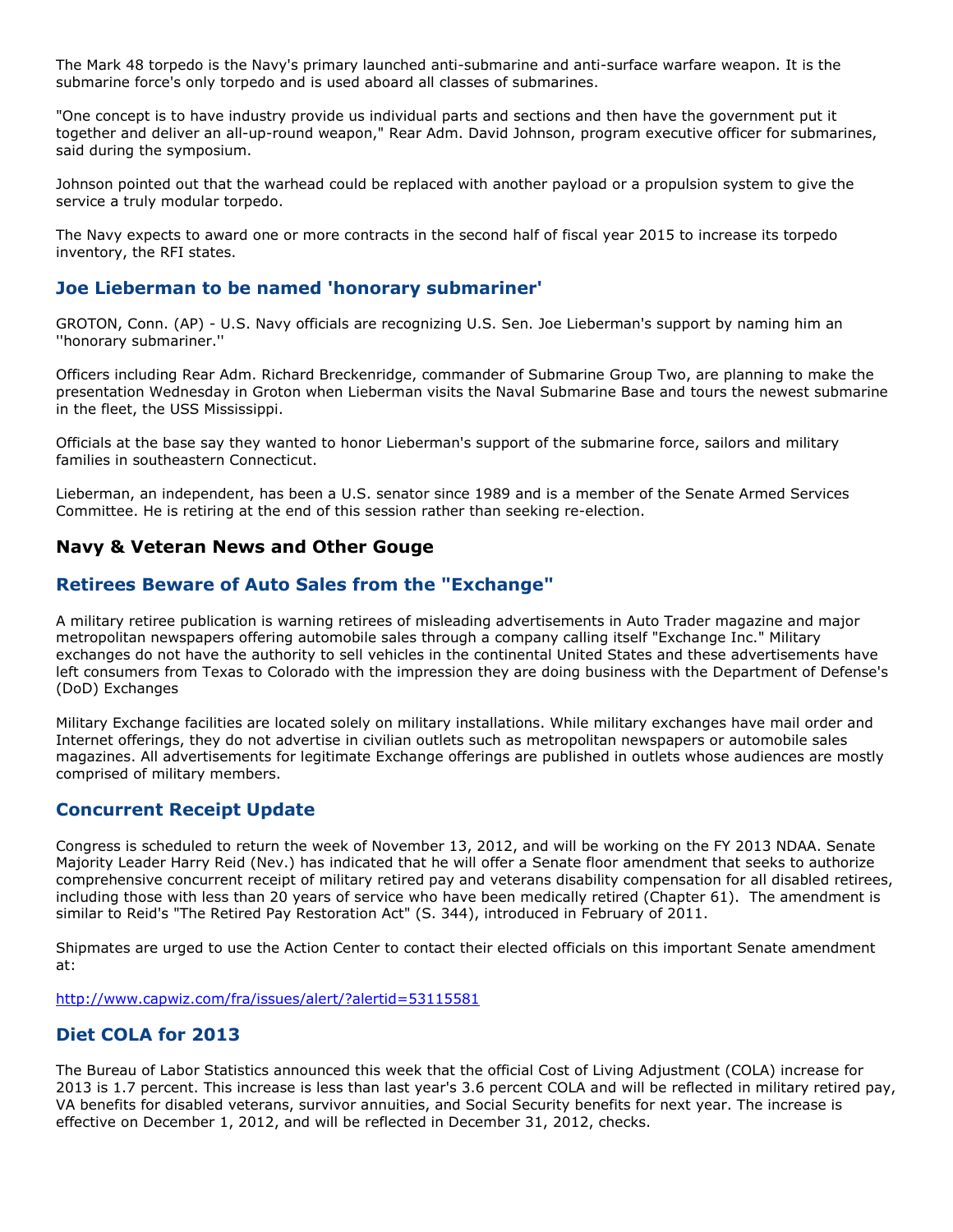The Mark 48 torpedo is the Navy's primary launched anti-submarine and anti-surface warfare weapon. It is the submarine force's only torpedo and is used aboard all classes of submarines.

"One concept is to have industry provide us individual parts and sections and then have the government put it together and deliver an all-up-round weapon," Rear Adm. David Johnson, program executive officer for submarines, said during the symposium.

Johnson pointed out that the warhead could be replaced with another payload or a propulsion system to give the service a truly modular torpedo.

The Navy expects to award one or more contracts in the second half of fiscal year 2015 to increase its torpedo inventory, the RFI states.

## Joe Lieberman to be named 'honorary submariner'

GROTON, Conn. (AP) - U.S. Navy officials are recognizing U.S. Sen. Joe Lieberman's support by naming him an ''honorary submariner.''

Officers including Rear Adm. Richard Breckenridge, commander of Submarine Group Two, are planning to make the presentation Wednesday in Groton when Lieberman visits the Naval Submarine Base and tours the newest submarine in the fleet, the USS Mississippi.

Officials at the base say they wanted to honor Lieberman's support of the submarine force, sailors and military families in southeastern Connecticut.

Lieberman, an independent, has been a U.S. senator since 1989 and is a member of the Senate Armed Services Committee. He is retiring at the end of this session rather than seeking re-election.

## Navy & Veteran News and Other Gouge

## Retirees Beware of Auto Sales from the "Exchange"

A military retiree publication is warning retirees of misleading advertisements in Auto Trader magazine and major metropolitan newspapers offering automobile sales through a company calling itself "Exchange Inc." Military exchanges do not have the authority to sell vehicles in the continental United States and these advertisements have left consumers from Texas to Colorado with the impression they are doing business with the Department of Defense's (DoD) Exchanges

Military Exchange facilities are located solely on military installations. While military exchanges have mail order and Internet offerings, they do not advertise in civilian outlets such as metropolitan newspapers or automobile sales magazines. All advertisements for legitimate Exchange offerings are published in outlets whose audiences are mostly comprised of military members.

## Concurrent Receipt Update

Congress is scheduled to return the week of November 13, 2012, and will be working on the FY 2013 NDAA. Senate Majority Leader Harry Reid (Nev.) has indicated that he will offer a Senate floor amendment that seeks to authorize comprehensive concurrent receipt of military retired pay and veterans disability compensation for all disabled retirees, including those with less than 20 years of service who have been medically retired (Chapter 61). The amendment is similar to Reid's "The Retired Pay Restoration Act" (S. 344), introduced in February of 2011.

Shipmates are urged to use the Action Center to contact their elected officials on this important Senate amendment at:

http://www.capwiz.com/fra/issues/alert/?alertid=53115581

## Diet COLA for 2013

The Bureau of Labor Statistics announced this week that the official Cost of Living Adjustment (COLA) increase for 2013 is 1.7 percent. This increase is less than last year's 3.6 percent COLA and will be reflected in military retired pay, VA benefits for disabled veterans, survivor annuities, and Social Security benefits for next year. The increase is effective on December 1, 2012, and will be reflected in December 31, 2012, checks.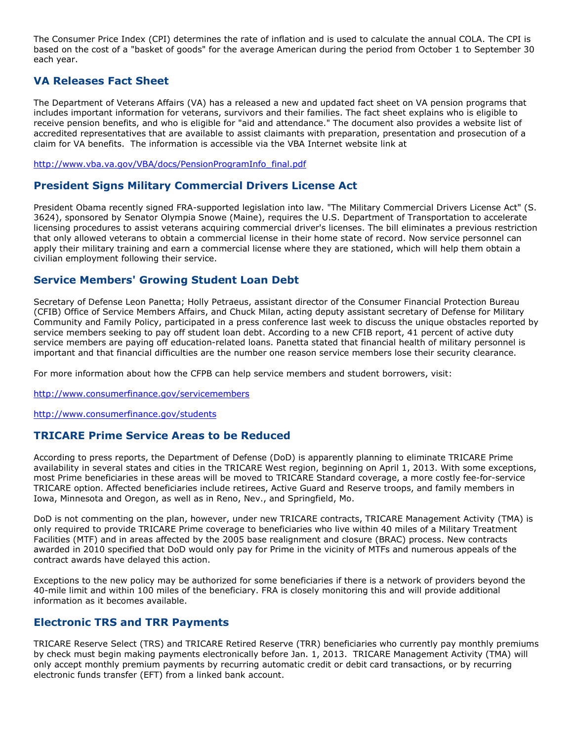The Consumer Price Index (CPI) determines the rate of inflation and is used to calculate the annual COLA. The CPI is based on the cost of a "basket of goods" for the average American during the period from October 1 to September 30 each year.

## VA Releases Fact Sheet

The Department of Veterans Affairs (VA) has a released a new and updated fact sheet on VA pension programs that includes important information for veterans, survivors and their families. The fact sheet explains who is eligible to receive pension benefits, and who is eligible for "aid and attendance." The document also provides a website list of accredited representatives that are available to assist claimants with preparation, presentation and prosecution of a claim for VA benefits. The information is accessible via the VBA Internet website link at

http://www.vba.va.gov/VBA/docs/PensionProgramInfo_final.pdf

## President Signs Military Commercial Drivers License Act

President Obama recently signed FRA-supported legislation into law. "The Military Commercial Drivers License Act" (S. 3624), sponsored by Senator Olympia Snowe (Maine), requires the U.S. Department of Transportation to accelerate licensing procedures to assist veterans acquiring commercial driver's licenses. The bill eliminates a previous restriction that only allowed veterans to obtain a commercial license in their home state of record. Now service personnel can apply their military training and earn a commercial license where they are stationed, which will help them obtain a civilian employment following their service.

## Service Members' Growing Student Loan Debt

Secretary of Defense Leon Panetta; Holly Petraeus, assistant director of the Consumer Financial Protection Bureau (CFIB) Office of Service Members Affairs, and Chuck Milan, acting deputy assistant secretary of Defense for Military Community and Family Policy, participated in a press conference last week to discuss the unique obstacles reported by service members seeking to pay off student loan debt. According to a new CFIB report, 41 percent of active duty service members are paying off education-related loans. Panetta stated that financial health of military personnel is important and that financial difficulties are the number one reason service members lose their security clearance.

For more information about how the CFPB can help service members and student borrowers, visit:

http://www.consumerfinance.gov/servicemembers

http://www.consumerfinance.gov/students

## TRICARE Prime Service Areas to be Reduced

According to press reports, the Department of Defense (DoD) is apparently planning to eliminate TRICARE Prime availability in several states and cities in the TRICARE West region, beginning on April 1, 2013. With some exceptions, most Prime beneficiaries in these areas will be moved to TRICARE Standard coverage, a more costly fee-for-service TRICARE option. Affected beneficiaries include retirees, Active Guard and Reserve troops, and family members in Iowa, Minnesota and Oregon, as well as in Reno, Nev., and Springfield, Mo.

DoD is not commenting on the plan, however, under new TRICARE contracts, TRICARE Management Activity (TMA) is only required to provide TRICARE Prime coverage to beneficiaries who live within 40 miles of a Military Treatment Facilities (MTF) and in areas affected by the 2005 base realignment and closure (BRAC) process. New contracts awarded in 2010 specified that DoD would only pay for Prime in the vicinity of MTFs and numerous appeals of the contract awards have delayed this action.

Exceptions to the new policy may be authorized for some beneficiaries if there is a network of providers beyond the 40-mile limit and within 100 miles of the beneficiary. FRA is closely monitoring this and will provide additional information as it becomes available.

## Electronic TRS and TRR Payments

TRICARE Reserve Select (TRS) and TRICARE Retired Reserve (TRR) beneficiaries who currently pay monthly premiums by check must begin making payments electronically before Jan. 1, 2013. TRICARE Management Activity (TMA) will only accept monthly premium payments by recurring automatic credit or debit card transactions, or by recurring electronic funds transfer (EFT) from a linked bank account.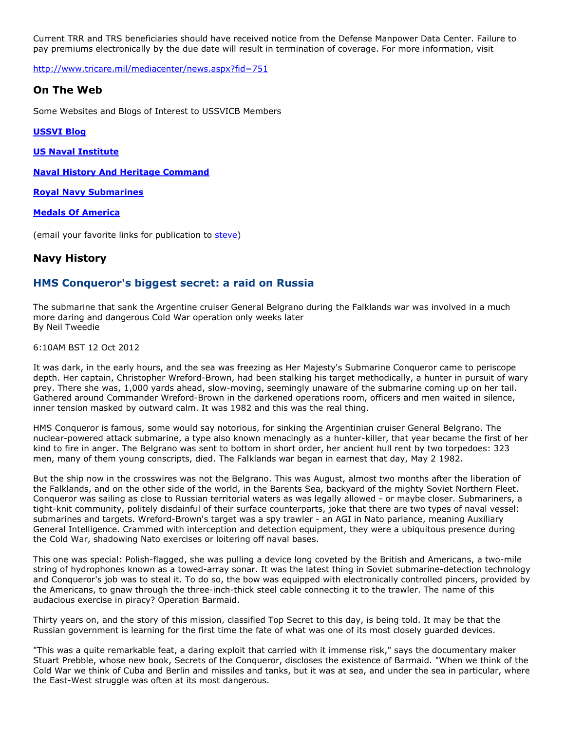Current TRR and TRS beneficiaries should have received notice from the Defense Manpower Data Center. Failure to pay premiums electronically by the due date will result in termination of coverage. For more information, visit

http://www.tricare.mil/mediacenter/news.aspx?fid=751

## On The Web

Some Websites and Blogs of Interest to USSVICB Members

**USSVI Blog**

**US Naval Institute**

**Naval History And Heritage Command**

**Royal Navy Submarines**

**Medals Of America**

(email your favorite links for publication to steve)

## Navy History

### HMS Conqueror's biggest secret: a raid on Russia

The submarine that sank the Argentine cruiser General Belgrano during the Falklands war was involved in a much more daring and dangerous Cold War operation only weeks later
By Neil Tweedie

6:10AM BST 12 Oct 2012

It was dark, in the early hours, and the sea was freezing as Her Majesty's Submarine Conqueror came to periscope depth. Her captain, Christopher Wreford-Brown, had been stalking his target methodically, a hunter in pursuit of wary prey. There she was, 1,000 yards ahead, slow-moving, seemingly unaware of the submarine coming up on her tail. Gathered around Commander Wreford-Brown in the darkened operations room, officers and men waited in silence, inner tension masked by outward calm. It was 1982 and this was the real thing.

HMS Conqueror is famous, some would say notorious, for sinking the Argentinian cruiser General Belgrano. The nuclear-powered attack submarine, a type also known menacingly as a hunter-killer, that year became the first of her kind to fire in anger. The Belgrano was sent to bottom in short order, her ancient hull rent by two torpedoes: 323 men, many of them young conscripts, died. The Falklands war began in earnest that day, May 2 1982.

But the ship now in the crosswires was not the Belgrano. This was August, almost two months after the liberation of the Falklands, and on the other side of the world, in the Barents Sea, backyard of the mighty Soviet Northern Fleet. Conqueror was sailing as close to Russian territorial waters as was legally allowed - or maybe closer. Submariners, a tight-knit community, politely disdainful of their surface counterparts, joke that there are two types of naval vessel: submarines and targets. Wreford-Brown's target was a spy trawler - an AGI in Nato parlance, meaning Auxiliary General Intelligence. Crammed with interception and detection equipment, they were a ubiquitous presence during the Cold War, shadowing Nato exercises or loitering off naval bases.

This one was special: Polish-flagged, she was pulling a device long coveted by the British and Americans, a two-mile string of hydrophones known as a towed-array sonar. It was the latest thing in Soviet submarine-detection technology and Conqueror's job was to steal it. To do so, the bow was equipped with electronically controlled pincers, provided by the Americans, to gnaw through the three-inch-thick steel cable connecting it to the trawler. The name of this audacious exercise in piracy? Operation Barmaid.

Thirty years on, and the story of this mission, classified Top Secret to this day, is being told. It may be that the Russian government is learning for the first time the fate of what was one of its most closely guarded devices.

"This was a quite remarkable feat, a daring exploit that carried with it immense risk," says the documentary maker Stuart Prebble, whose new book, Secrets of the Conqueror, discloses the existence of Barmaid. "When we think of the Cold War we think of Cuba and Berlin and missiles and tanks, but it was at sea, and under the sea in particular, where the East-West struggle was often at its most dangerous.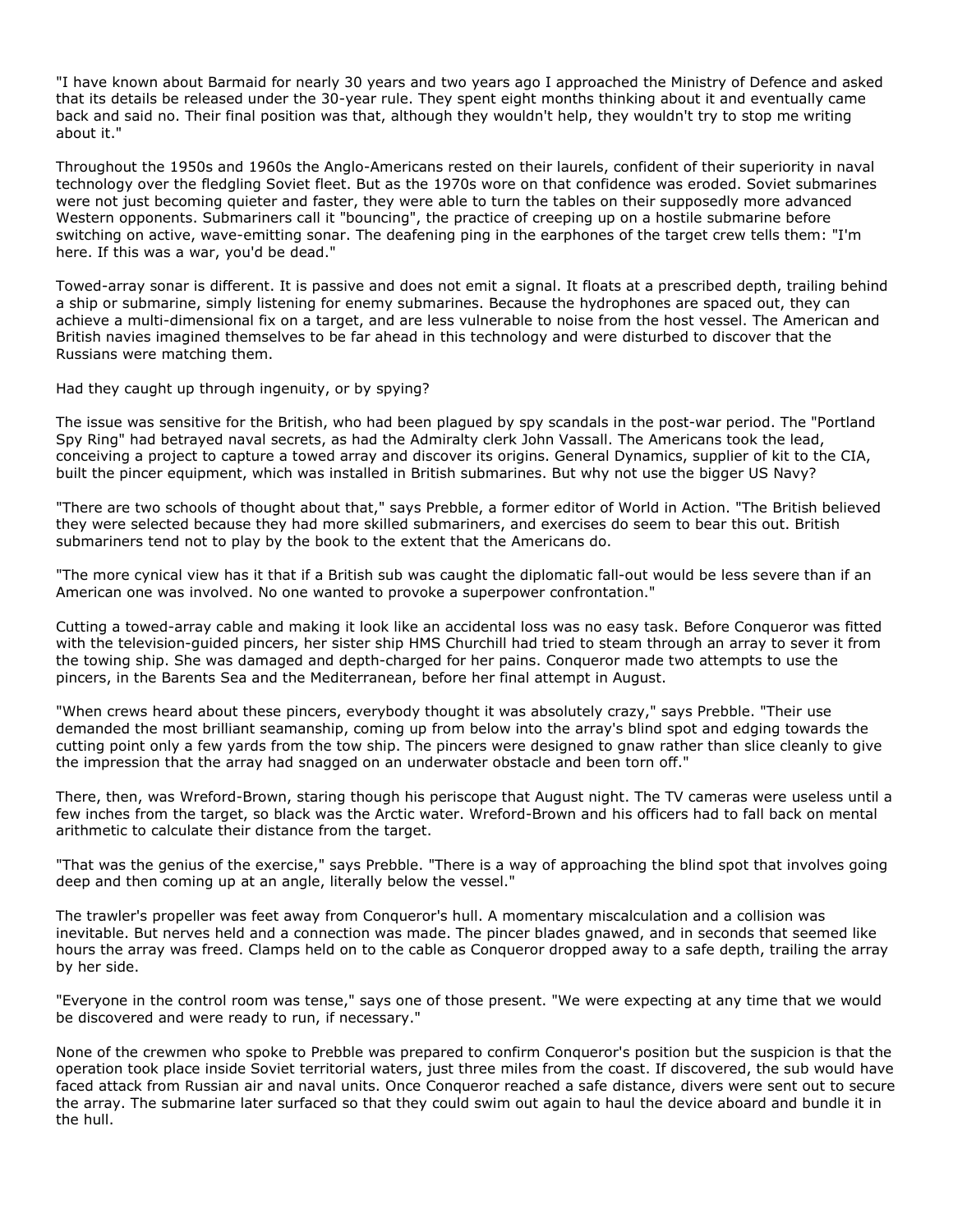"I have known about Barmaid for nearly 30 years and two years ago I approached the Ministry of Defence and asked that its details be released under the 30-year rule. They spent eight months thinking about it and eventually came back and said no. Their final position was that, although they wouldn't help, they wouldn't try to stop me writing about it."

Throughout the 1950s and 1960s the Anglo-Americans rested on their laurels, confident of their superiority in naval technology over the fledgling Soviet fleet. But as the 1970s wore on that confidence was eroded. Soviet submarines were not just becoming quieter and faster, they were able to turn the tables on their supposedly more advanced Western opponents. Submariners call it "bouncing", the practice of creeping up on a hostile submarine before switching on active, wave-emitting sonar. The deafening ping in the earphones of the target crew tells them: "I'm here. If this was a war, you'd be dead."

Towed-array sonar is different. It is passive and does not emit a signal. It floats at a prescribed depth, trailing behind a ship or submarine, simply listening for enemy submarines. Because the hydrophones are spaced out, they can achieve a multi-dimensional fix on a target, and are less vulnerable to noise from the host vessel. The American and British navies imagined themselves to be far ahead in this technology and were disturbed to discover that the Russians were matching them.

Had they caught up through ingenuity, or by spying?

The issue was sensitive for the British, who had been plagued by spy scandals in the post-war period. The "Portland Spy Ring" had betrayed naval secrets, as had the Admiralty clerk John Vassall. The Americans took the lead, conceiving a project to capture a towed array and discover its origins. General Dynamics, supplier of kit to the CIA, built the pincer equipment, which was installed in British submarines. But why not use the bigger US Navy?

"There are two schools of thought about that," says Prebble, a former editor of World in Action. "The British believed they were selected because they had more skilled submariners, and exercises do seem to bear this out. British submariners tend not to play by the book to the extent that the Americans do.

"The more cynical view has it that if a British sub was caught the diplomatic fall-out would be less severe than if an American one was involved. No one wanted to provoke a superpower confrontation."

Cutting a towed-array cable and making it look like an accidental loss was no easy task. Before Conqueror was fitted with the television-guided pincers, her sister ship HMS Churchill had tried to steam through an array to sever it from the towing ship. She was damaged and depth-charged for her pains. Conqueror made two attempts to use the pincers, in the Barents Sea and the Mediterranean, before her final attempt in August.

"When crews heard about these pincers, everybody thought it was absolutely crazy," says Prebble. "Their use demanded the most brilliant seamanship, coming up from below into the array's blind spot and edging towards the cutting point only a few yards from the tow ship. The pincers were designed to gnaw rather than slice cleanly to give the impression that the array had snagged on an underwater obstacle and been torn off."

There, then, was Wreford-Brown, staring though his periscope that August night. The TV cameras were useless until a few inches from the target, so black was the Arctic water. Wreford-Brown and his officers had to fall back on mental arithmetic to calculate their distance from the target.

"That was the genius of the exercise," says Prebble. "There is a way of approaching the blind spot that involves going deep and then coming up at an angle, literally below the vessel."

The trawler's propeller was feet away from Conqueror's hull. A momentary miscalculation and a collision was inevitable. But nerves held and a connection was made. The pincer blades gnawed, and in seconds that seemed like hours the array was freed. Clamps held on to the cable as Conqueror dropped away to a safe depth, trailing the array by her side.

"Everyone in the control room was tense," says one of those present. "We were expecting at any time that we would be discovered and were ready to run, if necessary."

None of the crewmen who spoke to Prebble was prepared to confirm Conqueror's position but the suspicion is that the operation took place inside Soviet territorial waters, just three miles from the coast. If discovered, the sub would have faced attack from Russian air and naval units. Once Conqueror reached a safe distance, divers were sent out to secure the array. The submarine later surfaced so that they could swim out again to haul the device aboard and bundle it in the hull.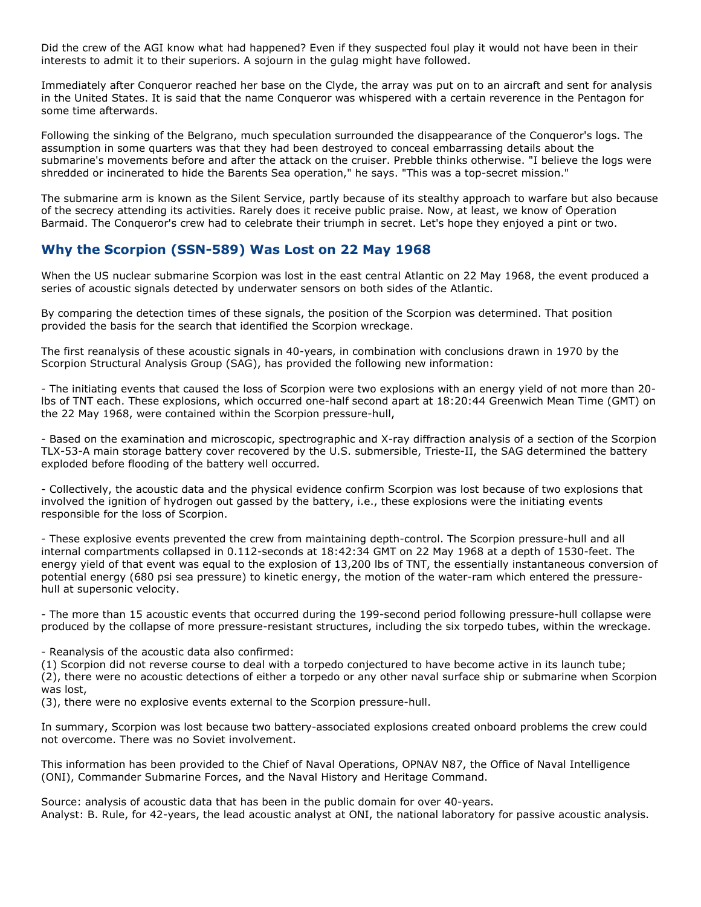Did the crew of the AGI know what had happened? Even if they suspected foul play it would not have been in their interests to admit it to their superiors. A sojourn in the gulag might have followed.

Immediately after Conqueror reached her base on the Clyde, the array was put on to an aircraft and sent for analysis in the United States. It is said that the name Conqueror was whispered with a certain reverence in the Pentagon for some time afterwards.

Following the sinking of the Belgrano, much speculation surrounded the disappearance of the Conqueror's logs. The assumption in some quarters was that they had been destroyed to conceal embarrassing details about the submarine's movements before and after the attack on the cruiser. Prebble thinks otherwise. "I believe the logs were shredded or incinerated to hide the Barents Sea operation," he says. "This was a top-secret mission."

The submarine arm is known as the Silent Service, partly because of its stealthy approach to warfare but also because of the secrecy attending its activities. Rarely does it receive public praise. Now, at least, we know of Operation Barmaid. The Conqueror's crew had to celebrate their triumph in secret. Let's hope they enjoyed a pint or two.

## Why the Scorpion (SSN-589) Was Lost on 22 May 1968

When the US nuclear submarine Scorpion was lost in the east central Atlantic on 22 May 1968, the event produced a series of acoustic signals detected by underwater sensors on both sides of the Atlantic.

By comparing the detection times of these signals, the position of the Scorpion was determined. That position provided the basis for the search that identified the Scorpion wreckage.

The first reanalysis of these acoustic signals in 40-years, in combination with conclusions drawn in 1970 by the Scorpion Structural Analysis Group (SAG), has provided the following new information:

- The initiating events that caused the loss of Scorpion were two explosions with an energy yield of not more than 20-lbs of TNT each. These explosions, which occurred one-half second apart at 18:20:44 Greenwich Mean Time (GMT) on the 22 May 1968, were contained within the Scorpion pressure-hull,

- Based on the examination and microscopic, spectrographic and X-ray diffraction analysis of a section of the Scorpion TLX-53-A main storage battery cover recovered by the U.S. submersible, Trieste-II, the SAG determined the battery exploded before flooding of the battery well occurred.

- Collectively, the acoustic data and the physical evidence confirm Scorpion was lost because of two explosions that involved the ignition of hydrogen out gassed by the battery, i.e., these explosions were the initiating events responsible for the loss of Scorpion.

- These explosive events prevented the crew from maintaining depth-control. The Scorpion pressure-hull and all internal compartments collapsed in 0.112-seconds at 18:42:34 GMT on 22 May 1968 at a depth of 1530-feet. The energy yield of that event was equal to the explosion of 13,200 lbs of TNT, the essentially instantaneous conversion of potential energy (680 psi sea pressure) to kinetic energy, the motion of the water-ram which entered the pressure-hull at supersonic velocity.

- The more than 15 acoustic events that occurred during the 199-second period following pressure-hull collapse were produced by the collapse of more pressure-resistant structures, including the six torpedo tubes, within the wreckage.

- Reanalysis of the acoustic data also confirmed:
(1) Scorpion did not reverse course to deal with a torpedo conjectured to have become active in its launch tube;
(2), there were no acoustic detections of either a torpedo or any other naval surface ship or submarine when Scorpion was lost,
(3), there were no explosive events external to the Scorpion pressure-hull.

In summary, Scorpion was lost because two battery-associated explosions created onboard problems the crew could not overcome. There was no Soviet involvement.

This information has been provided to the Chief of Naval Operations, OPNAV N87, the Office of Naval Intelligence (ONI), Commander Submarine Forces, and the Naval History and Heritage Command.

Source: analysis of acoustic data that has been in the public domain for over 40-years.
Analyst: B. Rule, for 42-years, the lead acoustic analyst at ONI, the national laboratory for passive acoustic analysis.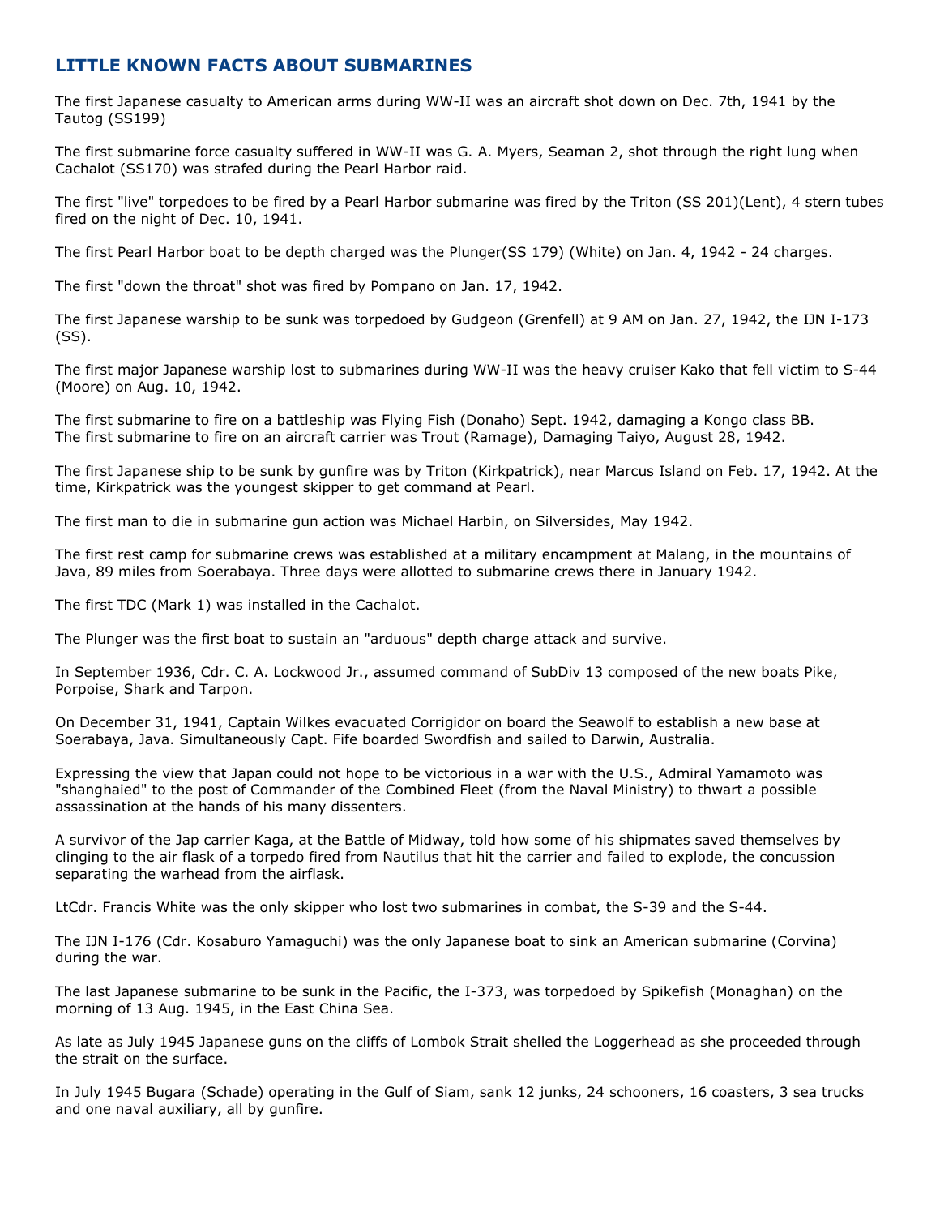## LITTLE KNOWN FACTS ABOUT SUBMARINES

The first Japanese casualty to American arms during WW-II was an aircraft shot down on Dec. 7th, 1941 by the Tautog (SS199)

The first submarine force casualty suffered in WW-II was G. A. Myers, Seaman 2, shot through the right lung when Cachalot (SS170) was strafed during the Pearl Harbor raid.

The first "live" torpedoes to be fired by a Pearl Harbor submarine was fired by the Triton (SS 201)(Lent), 4 stern tubes fired on the night of Dec. 10, 1941.

The first Pearl Harbor boat to be depth charged was the Plunger(SS 179) (White) on Jan. 4, 1942 - 24 charges.

The first "down the throat" shot was fired by Pompano on Jan. 17, 1942.

The first Japanese warship to be sunk was torpedoed by Gudgeon (Grenfell) at 9 AM on Jan. 27, 1942, the IJN I-173 (SS).

The first major Japanese warship lost to submarines during WW-II was the heavy cruiser Kako that fell victim to S-44 (Moore) on Aug. 10, 1942.

The first submarine to fire on a battleship was Flying Fish (Donaho) Sept. 1942, damaging a Kongo class BB.
The first submarine to fire on an aircraft carrier was Trout (Ramage), Damaging Taiyo, August 28, 1942.

The first Japanese ship to be sunk by gunfire was by Triton (Kirkpatrick), near Marcus Island on Feb. 17, 1942. At the time, Kirkpatrick was the youngest skipper to get command at Pearl.

The first man to die in submarine gun action was Michael Harbin, on Silversides, May 1942.

The first rest camp for submarine crews was established at a military encampment at Malang, in the mountains of Java, 89 miles from Soerabaya. Three days were allotted to submarine crews there in January 1942.

The first TDC (Mark 1) was installed in the Cachalot.

The Plunger was the first boat to sustain an "arduous" depth charge attack and survive.

In September 1936, Cdr. C. A. Lockwood Jr., assumed command of SubDiv 13 composed of the new boats Pike, Porpoise, Shark and Tarpon.

On December 31, 1941, Captain Wilkes evacuated Corrigidor on board the Seawolf to establish a new base at Soerabaya, Java. Simultaneously Capt. Fife boarded Swordfish and sailed to Darwin, Australia.

Expressing the view that Japan could not hope to be victorious in a war with the U.S., Admiral Yamamoto was "shanghaied" to the post of Commander of the Combined Fleet (from the Naval Ministry) to thwart a possible assassination at the hands of his many dissenters.

A survivor of the Jap carrier Kaga, at the Battle of Midway, told how some of his shipmates saved themselves by clinging to the air flask of a torpedo fired from Nautilus that hit the carrier and failed to explode, the concussion separating the warhead from the airflask.

LtCdr. Francis White was the only skipper who lost two submarines in combat, the S-39 and the S-44.

The IJN I-176 (Cdr. Kosaburo Yamaguchi) was the only Japanese boat to sink an American submarine (Corvina) during the war.

The last Japanese submarine to be sunk in the Pacific, the I-373, was torpedoed by Spikefish (Monaghan) on the morning of 13 Aug. 1945, in the East China Sea.

As late as July 1945 Japanese guns on the cliffs of Lombok Strait shelled the Loggerhead as she proceeded through the strait on the surface.

In July 1945 Bugara (Schade) operating in the Gulf of Siam, sank 12 junks, 24 schooners, 16 coasters, 3 sea trucks and one naval auxiliary, all by gunfire.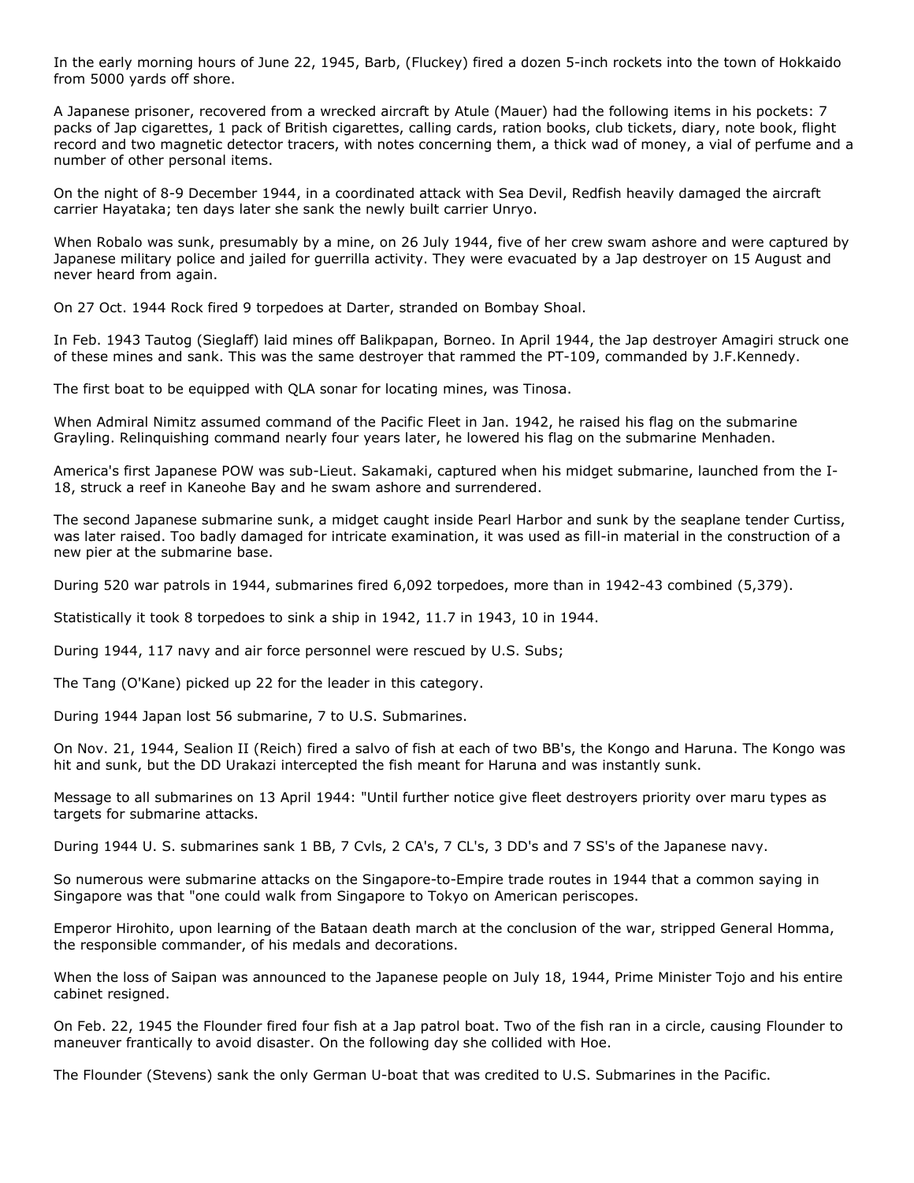In the early morning hours of June 22, 1945, Barb, (Fluckey) fired a dozen 5-inch rockets into the town of Hokkaido from 5000 yards off shore.

A Japanese prisoner, recovered from a wrecked aircraft by Atule (Mauer) had the following items in his pockets: 7 packs of Jap cigarettes, 1 pack of British cigarettes, calling cards, ration books, club tickets, diary, note book, flight record and two magnetic detector tracers, with notes concerning them, a thick wad of money, a vial of perfume and a number of other personal items.

On the night of 8-9 December 1944, in a coordinated attack with Sea Devil, Redfish heavily damaged the aircraft carrier Hayataka; ten days later she sank the newly built carrier Unryo.

When Robalo was sunk, presumably by a mine, on 26 July 1944, five of her crew swam ashore and were captured by Japanese military police and jailed for guerrilla activity. They were evacuated by a Jap destroyer on 15 August and never heard from again.

On 27 Oct. 1944 Rock fired 9 torpedoes at Darter, stranded on Bombay Shoal.

In Feb. 1943 Tautog (Sieglaff) laid mines off Balikpapan, Borneo. In April 1944, the Jap destroyer Amagiri struck one of these mines and sank. This was the same destroyer that rammed the PT-109, commanded by J.F.Kennedy.

The first boat to be equipped with QLA sonar for locating mines, was Tinosa.

When Admiral Nimitz assumed command of the Pacific Fleet in Jan. 1942, he raised his flag on the submarine Grayling. Relinquishing command nearly four years later, he lowered his flag on the submarine Menhaden.

America's first Japanese POW was sub-Lieut. Sakamaki, captured when his midget submarine, launched from the I-18, struck a reef in Kaneohe Bay and he swam ashore and surrendered.

The second Japanese submarine sunk, a midget caught inside Pearl Harbor and sunk by the seaplane tender Curtiss, was later raised. Too badly damaged for intricate examination, it was used as fill-in material in the construction of a new pier at the submarine base.

During 520 war patrols in 1944, submarines fired 6,092 torpedoes, more than in 1942-43 combined (5,379).

Statistically it took 8 torpedoes to sink a ship in 1942, 11.7 in 1943, 10 in 1944.

During 1944, 117 navy and air force personnel were rescued by U.S. Subs;

The Tang (O'Kane) picked up 22 for the leader in this category.

During 1944 Japan lost 56 submarine, 7 to U.S. Submarines.

On Nov. 21, 1944, Sealion II (Reich) fired a salvo of fish at each of two BB's, the Kongo and Haruna. The Kongo was hit and sunk, but the DD Urakazi intercepted the fish meant for Haruna and was instantly sunk.

Message to all submarines on 13 April 1944: "Until further notice give fleet destroyers priority over maru types as targets for submarine attacks.

During 1944 U. S. submarines sank 1 BB, 7 Cvls, 2 CA's, 7 CL's, 3 DD's and 7 SS's of the Japanese navy.

So numerous were submarine attacks on the Singapore-to-Empire trade routes in 1944 that a common saying in Singapore was that "one could walk from Singapore to Tokyo on American periscopes.

Emperor Hirohito, upon learning of the Bataan death march at the conclusion of the war, stripped General Homma, the responsible commander, of his medals and decorations.

When the loss of Saipan was announced to the Japanese people on July 18, 1944, Prime Minister Tojo and his entire cabinet resigned.

On Feb. 22, 1945 the Flounder fired four fish at a Jap patrol boat. Two of the fish ran in a circle, causing Flounder to maneuver frantically to avoid disaster. On the following day she collided with Hoe.

The Flounder (Stevens) sank the only German U-boat that was credited to U.S. Submarines in the Pacific.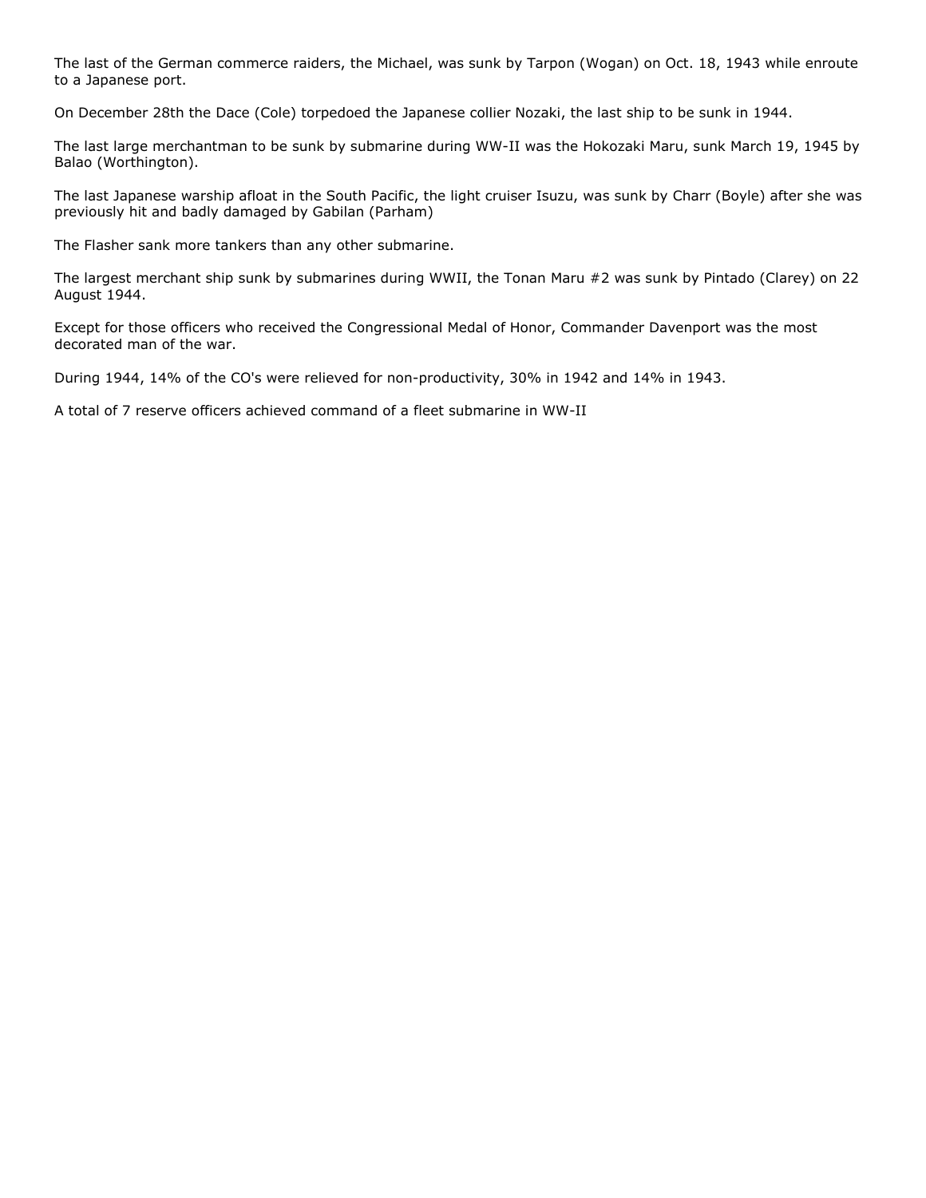The last of the German commerce raiders, the Michael, was sunk by Tarpon (Wogan) on Oct. 18, 1943 while enroute to a Japanese port.

On December 28th the Dace (Cole) torpedoed the Japanese collier Nozaki, the last ship to be sunk in 1944.

The last large merchantman to be sunk by submarine during WW-II was the Hokozaki Maru, sunk March 19, 1945 by Balao (Worthington).

The last Japanese warship afloat in the South Pacific, the light cruiser Isuzu, was sunk by Charr (Boyle) after she was previously hit and badly damaged by Gabilan (Parham)

The Flasher sank more tankers than any other submarine.

The largest merchant ship sunk by submarines during WWII, the Tonan Maru #2 was sunk by Pintado (Clarey) on 22 August 1944.

Except for those officers who received the Congressional Medal of Honor, Commander Davenport was the most decorated man of the war.

During 1944, 14% of the CO's were relieved for non-productivity, 30% in 1942 and 14% in 1943.

A total of 7 reserve officers achieved command of a fleet submarine in WW-II